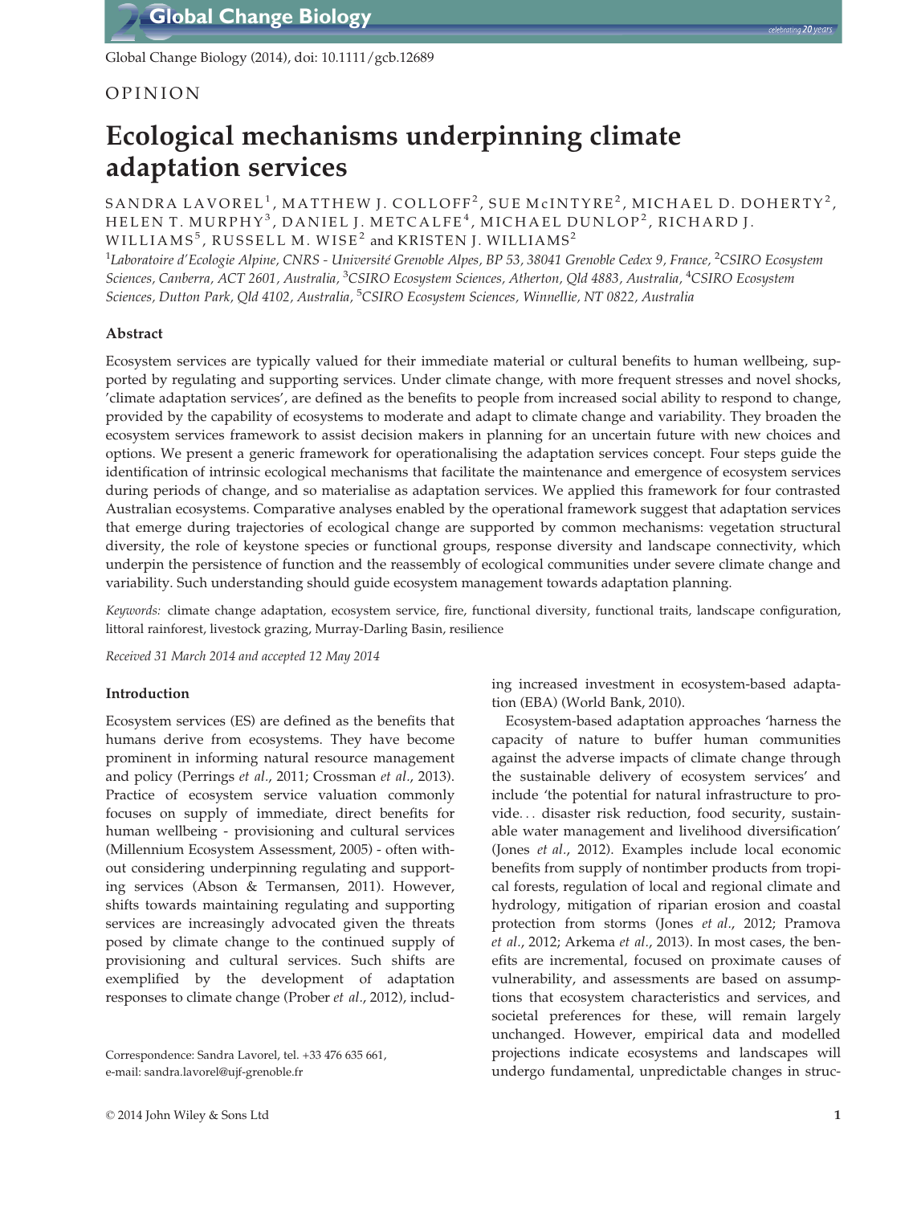OPINION

# Ecological mechanisms underpinning climate adaptation services

SANDRA LAVOREL[1], MATTHEW J. COLLOFF[2], SUE McINTYRE[2], MICHAEL D. DOHERTY[2], HELEN T. MURPHY[3], DANIEL J. METCALFE[4], MICHAEL DUNLOP[2], RICHARD J. WILLIAMS[5], RUSSELL M. WISE[2] and KRISTEN J. WILLIAMS[2]

[1]*Laboratoire d'Ecologie Alpine, CNRS - Université Grenoble Alpes, BP 53, 38041 Grenoble Cedex 9, France,* [2]*CSIRO Ecosystem Sciences, Canberra, ACT 2601, Australia,* [3]*CSIRO Ecosystem Sciences, Atherton, Qld 4883, Australia,* [4]*CSIRO Ecosystem Sciences, Dutton Park, Qld 4102, Australia,* [5]*CSIRO Ecosystem Sciences, Winnellie, NT 0822, Australia*

## Abstract

Ecosystem services are typically valued for their immediate material or cultural benefits to human wellbeing, supported by regulating and supporting services. Under climate change, with more frequent stresses and novel shocks, 'climate adaptation services', are defined as the benefits to people from increased social ability to respond to change, provided by the capability of ecosystems to moderate and adapt to climate change and variability. They broaden the ecosystem services framework to assist decision makers in planning for an uncertain future with new choices and options. We present a generic framework for operationalising the adaptation services concept. Four steps guide the identification of intrinsic ecological mechanisms that facilitate the maintenance and emergence of ecosystem services during periods of change, and so materialise as adaptation services. We applied this framework for four contrasted Australian ecosystems. Comparative analyses enabled by the operational framework suggest that adaptation services that emerge during trajectories of ecological change are supported by common mechanisms: vegetation structural diversity, the role of keystone species or functional groups, response diversity and landscape connectivity, which underpin the persistence of function and the reassembly of ecological communities under severe climate change and variability. Such understanding should guide ecosystem management towards adaptation planning.

*Keywords:* climate change adaptation, ecosystem service, fire, functional diversity, functional traits, landscape configuration, littoral rainforest, livestock grazing, Murray-Darling Basin, resilience

*Received 31 March 2014 and accepted 12 May 2014*

## Introduction

Ecosystem services (ES) are defined as the benefits that humans derive from ecosystems. They have become prominent in informing natural resource management and policy (Perrings *et al*., 2011; Crossman *et al*., 2013). Practice of ecosystem service valuation commonly focuses on supply of immediate, direct benefits for human wellbeing - provisioning and cultural services (Millennium Ecosystem Assessment, 2005) - often without considering underpinning regulating and supporting services (Abson & Termansen, 2011). However, shifts towards maintaining regulating and supporting services are increasingly advocated given the threats posed by climate change to the continued supply of provisioning and cultural services. Such shifts are exemplified by the development of adaptation responses to climate change (Prober *et al*., 2012), including increased investment in ecosystem-based adaptation (EBA) (World Bank, 2010).

Ecosystem-based adaptation approaches 'harness the capacity of nature to buffer human communities against the adverse impacts of climate change through the sustainable delivery of ecosystem services' and include 'the potential for natural infrastructure to provide… disaster risk reduction, food security, sustainable water management and livelihood diversification' (Jones *et al*., 2012). Examples include local economic benefits from supply of nontimber products from tropical forests, regulation of local and regional climate and hydrology, mitigation of riparian erosion and coastal protection from storms (Jones *et al*., 2012; Pramova *et al*., 2012; Arkema *et al*., 2013). In most cases, the benefits are incremental, focused on proximate causes of vulnerability, and assessments are based on assumptions that ecosystem characteristics and services, and societal preferences for these, will remain largely unchanged. However, empirical data and modelled projections indicate ecosystems and landscapes will undergo fundamental, unpredictable changes in struc-

Correspondence: Sandra Lavorel, tel. +33 476 635 661, e-mail: sandra.lavorel@ujf-grenoble.fr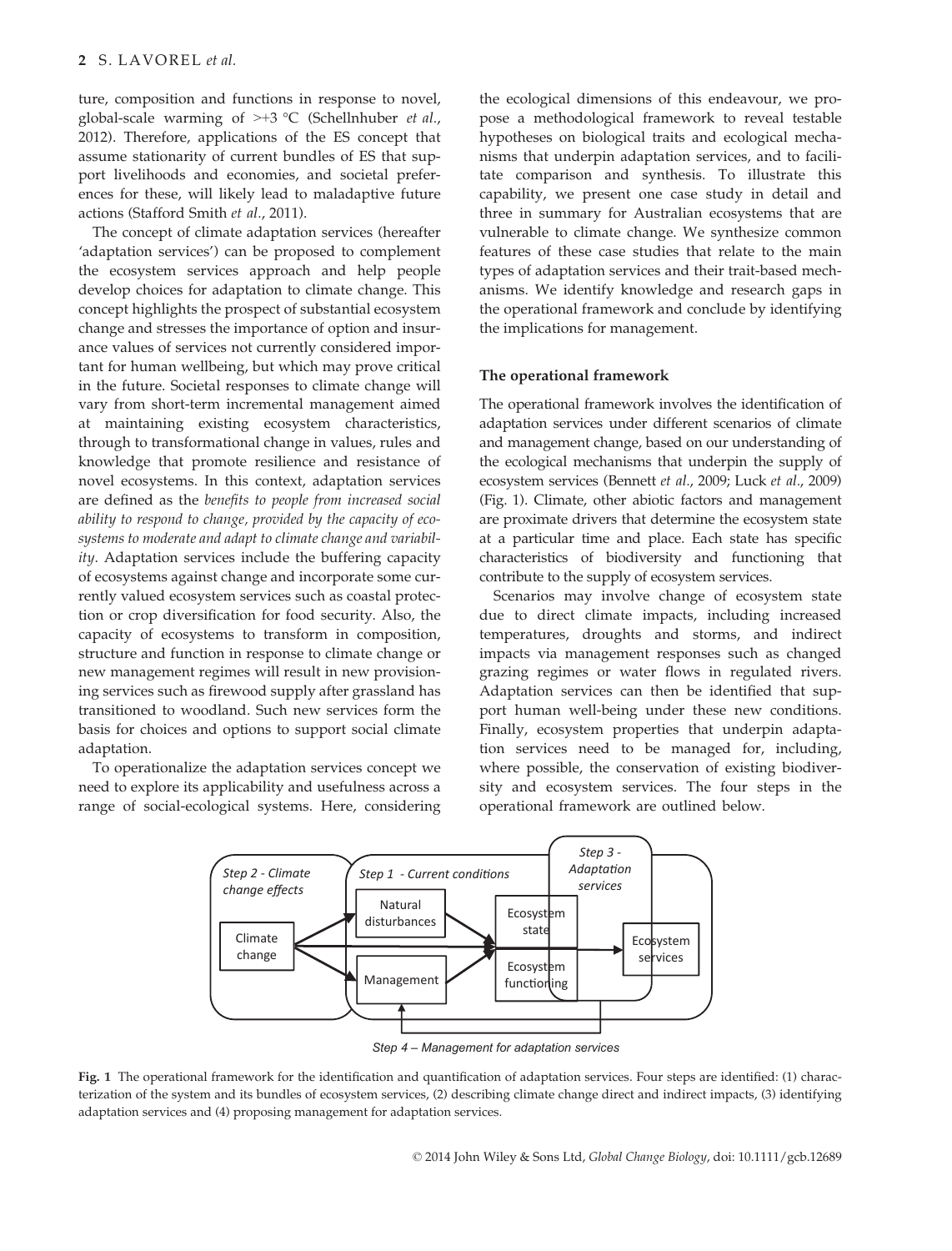ture, composition and functions in response to novel, global-scale warming of >+3 °C (Schellnhuber *et al.*, 2012). Therefore, applications of the ES concept that assume stationarity of current bundles of ES that support livelihoods and economies, and societal preferences for these, will likely lead to maladaptive future actions (Stafford Smith *et al.*, 2011).

The concept of climate adaptation services (hereafter 'adaptation services') can be proposed to complement the ecosystem services approach and help people develop choices for adaptation to climate change. This concept highlights the prospect of substantial ecosystem change and stresses the importance of option and insurance values of services not currently considered important for human wellbeing, but which may prove critical in the future. Societal responses to climate change will vary from short-term incremental management aimed at maintaining existing ecosystem characteristics, through to transformational change in values, rules and knowledge that promote resilience and resistance of novel ecosystems. In this context, adaptation services are defined as the *benefits to people from increased social ability to respond to change, provided by the capacity of ecosystems to moderate and adapt to climate change and variability*. Adaptation services include the buffering capacity of ecosystems against change and incorporate some currently valued ecosystem services such as coastal protection or crop diversification for food security. Also, the capacity of ecosystems to transform in composition, structure and function in response to climate change or new management regimes will result in new provisioning services such as firewood supply after grassland has transitioned to woodland. Such new services form the basis for choices and options to support social climate adaptation.

To operationalize the adaptation services concept we need to explore its applicability and usefulness across a range of social-ecological systems. Here, considering the ecological dimensions of this endeavour, we propose a methodological framework to reveal testable hypotheses on biological traits and ecological mechanisms that underpin adaptation services, and to facilitate comparison and synthesis. To illustrate this capability, we present one case study in detail and three in summary for Australian ecosystems that are vulnerable to climate change. We synthesize common features of these case studies that relate to the main types of adaptation services and their trait-based mechanisms. We identify knowledge and research gaps in the operational framework and conclude by identifying the implications for management.

## The operational framework

The operational framework involves the identification of adaptation services under different scenarios of climate and management change, based on our understanding of the ecological mechanisms that underpin the supply of ecosystem services (Bennett *et al.*, 2009; Luck *et al.*, 2009) (Fig. 1). Climate, other abiotic factors and management are proximate drivers that determine the ecosystem state at a particular time and place. Each state has specific characteristics of biodiversity and functioning that contribute to the supply of ecosystem services.

Scenarios may involve change of ecosystem state due to direct climate impacts, including increased temperatures, droughts and storms, and indirect impacts via management responses such as changed grazing regimes or water flows in regulated rivers. Adaptation services can then be identified that support human well-being under these new conditions. Finally, ecosystem properties that underpin adaptation services need to be managed for, including, where possible, the conservation of existing biodiversity and ecosystem services. The four steps in the operational framework are outlined below.

Step 2 - Climate change effects | Step 1 - Current conditions | Step 3 - Adaptation services

Climate change → Natural disturbances / Management → Ecosystem state / Ecosystem functioning → Ecosystem services

Step 4 – Management for adaptation services

**Fig. 1** The operational framework for the identification and quantification of adaptation services. Four steps are identified: (1) characterization of the system and its bundles of ecosystem services, (2) describing climate change direct and indirect impacts, (3) identifying adaptation services and (4) proposing management for adaptation services.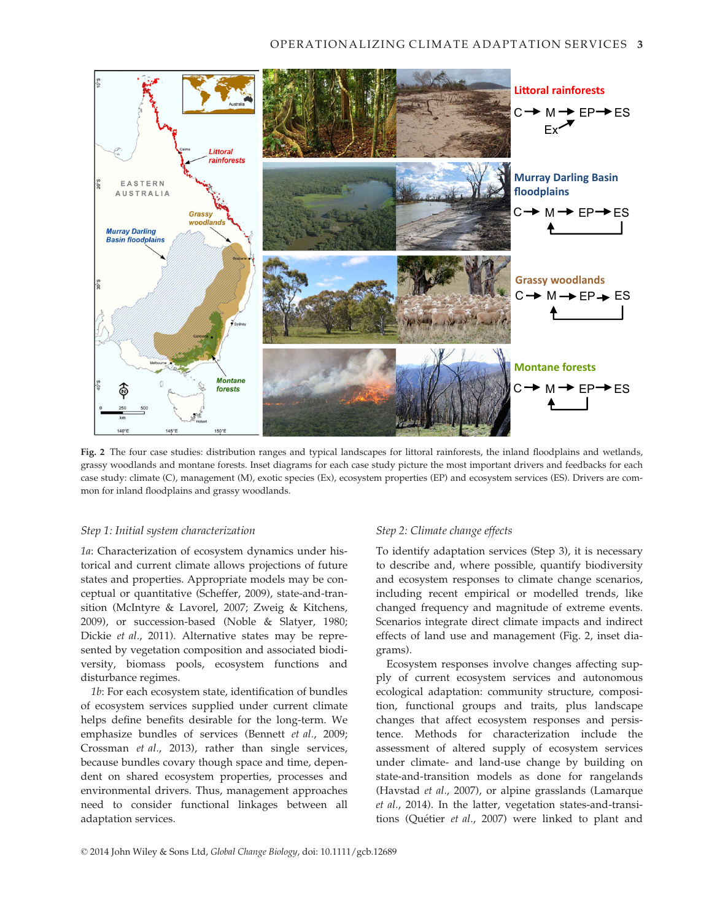**Fig. 2** The four case studies: distribution ranges and typical landscapes for littoral rainforests, the inland floodplains and wetlands, grassy woodlands and montane forests. Inset diagrams for each case study picture the most important drivers and feedbacks for each case study: climate (C), management (M), exotic species (Ex), ecosystem properties (EP) and ecosystem services (ES). Drivers are common for inland floodplains and grassy woodlands.

*Step 1: Initial system characterization*

*1a*: Characterization of ecosystem dynamics under historical and current climate allows projections of future states and properties. Appropriate models may be conceptual or quantitative (Scheffer, 2009), state-and-transition (McIntyre & Lavorel, 2007; Zweig & Kitchens, 2009), or succession-based (Noble & Slatyer, 1980; Dickie *et al.*, 2011). Alternative states may be represented by vegetation composition and associated biodiversity, biomass pools, ecosystem functions and disturbance regimes.

*1b*: For each ecosystem state, identification of bundles of ecosystem services supplied under current climate helps define benefits desirable for the long-term. We emphasize bundles of services (Bennett *et al.*, 2009; Crossman *et al.*, 2013), rather than single services, because bundles covary though space and time, dependent on shared ecosystem properties, processes and environmental drivers. Thus, management approaches need to consider functional linkages between all adaptation services.

*Step 2: Climate change effects*

To identify adaptation services (Step 3), it is necessary to describe and, where possible, quantify biodiversity and ecosystem responses to climate change scenarios, including recent empirical or modelled trends, like changed frequency and magnitude of extreme events. Scenarios integrate direct climate impacts and indirect effects of land use and management (Fig. 2, inset diagrams).

Ecosystem responses involve changes affecting supply of current ecosystem services and autonomous ecological adaptation: community structure, composition, functional groups and traits, plus landscape changes that affect ecosystem responses and persistence. Methods for characterization include the assessment of altered supply of ecosystem services under climate- and land-use change by building on state-and-transition models as done for rangelands (Havstad *et al.*, 2007), or alpine grasslands (Lamarque *et al.*, 2014). In the latter, vegetation states-and-transitions (Quétier *et al.*, 2007) were linked to plant and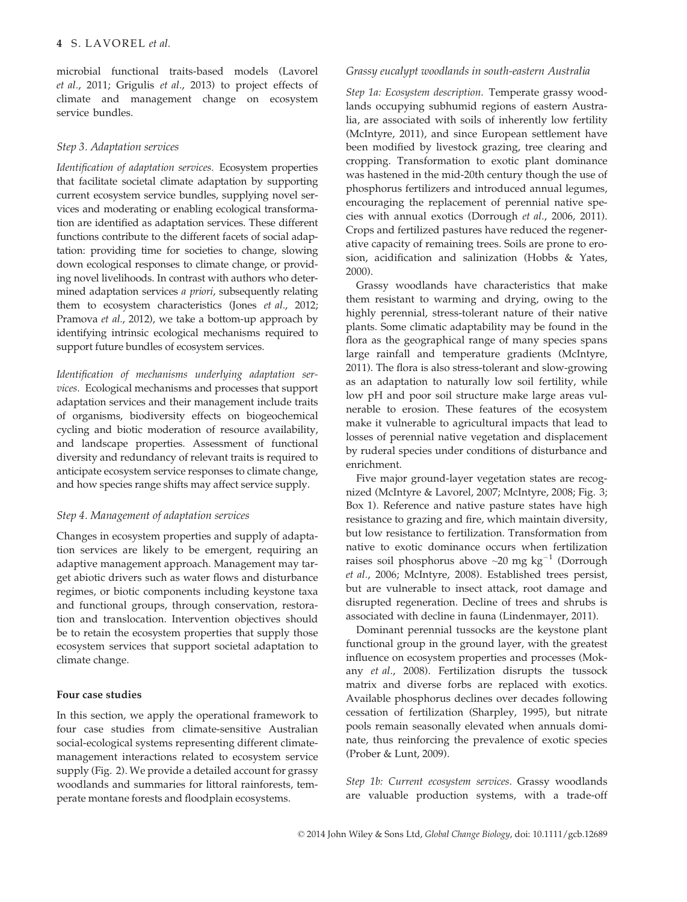microbial functional traits-based models (Lavorel *et al*., 2011; Grigulis *et al*., 2013) to project effects of climate and management change on ecosystem service bundles.

### *Step 3. Adaptation services*

*Identification of adaptation services.* Ecosystem properties that facilitate societal climate adaptation by supporting current ecosystem service bundles, supplying novel services and moderating or enabling ecological transformation are identified as adaptation services. These different functions contribute to the different facets of social adaptation: providing time for societies to change, slowing down ecological responses to climate change, or providing novel livelihoods. In contrast with authors who determined adaptation services *a priori*, subsequently relating them to ecosystem characteristics (Jones *et al*., 2012; Pramova *et al*., 2012), we take a bottom-up approach by identifying intrinsic ecological mechanisms required to support future bundles of ecosystem services.

*Identification of mechanisms underlying adaptation services.* Ecological mechanisms and processes that support adaptation services and their management include traits of organisms, biodiversity effects on biogeochemical cycling and biotic moderation of resource availability, and landscape properties. Assessment of functional diversity and redundancy of relevant traits is required to anticipate ecosystem service responses to climate change, and how species range shifts may affect service supply.

### *Step 4. Management of adaptation services*

Changes in ecosystem properties and supply of adaptation services are likely to be emergent, requiring an adaptive management approach. Management may target abiotic drivers such as water flows and disturbance regimes, or biotic components including keystone taxa and functional groups, through conservation, restoration and translocation. Intervention objectives should be to retain the ecosystem properties that supply those ecosystem services that support societal adaptation to climate change.

## Four case studies

In this section, we apply the operational framework to four case studies from climate-sensitive Australian social-ecological systems representing different climate-management interactions related to ecosystem service supply (Fig. 2). We provide a detailed account for grassy woodlands and summaries for littoral rainforests, temperate montane forests and floodplain ecosystems.

### *Grassy eucalypt woodlands in south-eastern Australia*

*Step 1a: Ecosystem description.* Temperate grassy woodlands occupying subhumid regions of eastern Australia, are associated with soils of inherently low fertility (McIntyre, 2011), and since European settlement have been modified by livestock grazing, tree clearing and cropping. Transformation to exotic plant dominance was hastened in the mid-20th century though the use of phosphorus fertilizers and introduced annual legumes, encouraging the replacement of perennial native species with annual exotics (Dorrough *et al*., 2006, 2011). Crops and fertilized pastures have reduced the regenerative capacity of remaining trees. Soils are prone to erosion, acidification and salinization (Hobbs & Yates, 2000).

Grassy woodlands have characteristics that make them resistant to warming and drying, owing to the highly perennial, stress-tolerant nature of their native plants. Some climatic adaptability may be found in the flora as the geographical range of many species spans large rainfall and temperature gradients (McIntyre, 2011). The flora is also stress-tolerant and slow-growing as an adaptation to naturally low soil fertility, while low pH and poor soil structure make large areas vulnerable to erosion. These features of the ecosystem make it vulnerable to agricultural impacts that lead to losses of perennial native vegetation and displacement by ruderal species under conditions of disturbance and enrichment.

Five major ground-layer vegetation states are recognized (McIntyre & Lavorel, 2007; McIntyre, 2008; Fig. 3; Box 1). Reference and native pasture states have high resistance to grazing and fire, which maintain diversity, but low resistance to fertilization. Transformation from native to exotic dominance occurs when fertilization raises soil phosphorus above ~20 mg kg$^{-1}$ (Dorrough *et al*., 2006; McIntyre, 2008). Established trees persist, but are vulnerable to insect attack, root damage and disrupted regeneration. Decline of trees and shrubs is associated with decline in fauna (Lindenmayer, 2011).

Dominant perennial tussocks are the keystone plant functional group in the ground layer, with the greatest influence on ecosystem properties and processes (Mokany *et al*., 2008). Fertilization disrupts the tussock matrix and diverse forbs are replaced with exotics. Available phosphorus declines over decades following cessation of fertilization (Sharpley, 1995), but nitrate pools remain seasonally elevated when annuals dominate, thus reinforcing the prevalence of exotic species (Prober & Lunt, 2009).

*Step 1b: Current ecosystem services.* Grassy woodlands are valuable production systems, with a trade-off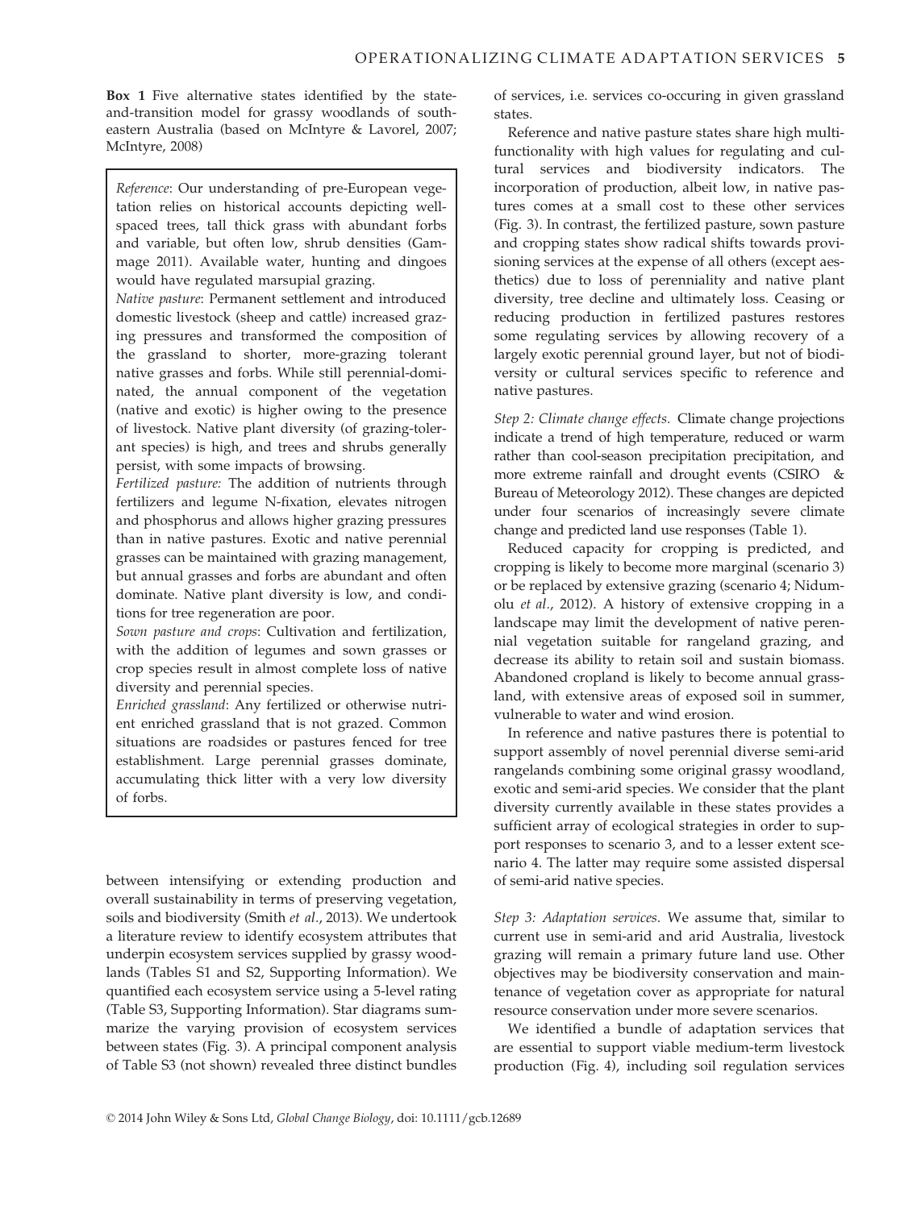**Box 1** Five alternative states identified by the state-and-transition model for grassy woodlands of south-eastern Australia (based on McIntyre & Lavorel, 2007; McIntyre, 2008)

*Reference*: Our understanding of pre-European vegetation relies on historical accounts depicting well-spaced trees, tall thick grass with abundant forbs and variable, but often low, shrub densities (Gammage 2011). Available water, hunting and dingoes would have regulated marsupial grazing.

*Native pasture*: Permanent settlement and introduced domestic livestock (sheep and cattle) increased grazing pressures and transformed the composition of the grassland to shorter, more-grazing tolerant native grasses and forbs. While still perennial-dominated, the annual component of the vegetation (native and exotic) is higher owing to the presence of livestock. Native plant diversity (of grazing-tolerant species) is high, and trees and shrubs generally persist, with some impacts of browsing.

*Fertilized pasture:* The addition of nutrients through fertilizers and legume N-fixation, elevates nitrogen and phosphorus and allows higher grazing pressures than in native pastures. Exotic and native perennial grasses can be maintained with grazing management, but annual grasses and forbs are abundant and often dominate. Native plant diversity is low, and conditions for tree regeneration are poor.

*Sown pasture and crops*: Cultivation and fertilization, with the addition of legumes and sown grasses or crop species result in almost complete loss of native diversity and perennial species.

*Enriched grassland*: Any fertilized or otherwise nutrient enriched grassland that is not grazed. Common situations are roadsides or pastures fenced for tree establishment. Large perennial grasses dominate, accumulating thick litter with a very low diversity of forbs.

between intensifying or extending production and overall sustainability in terms of preserving vegetation, soils and biodiversity (Smith *et al.*, 2013). We undertook a literature review to identify ecosystem attributes that underpin ecosystem services supplied by grassy woodlands (Tables S1 and S2, Supporting Information). We quantified each ecosystem service using a 5-level rating (Table S3, Supporting Information). Star diagrams summarize the varying provision of ecosystem services between states (Fig. 3). A principal component analysis of Table S3 (not shown) revealed three distinct bundles of services, i.e. services co-occuring in given grassland states.

Reference and native pasture states share high multifunctionality with high values for regulating and cultural services and biodiversity indicators. The incorporation of production, albeit low, in native pastures comes at a small cost to these other services (Fig. 3). In contrast, the fertilized pasture, sown pasture and cropping states show radical shifts towards provisioning services at the expense of all others (except aesthetics) due to loss of perenniality and native plant diversity, tree decline and ultimately loss. Ceasing or reducing production in fertilized pastures restores some regulating services by allowing recovery of a largely exotic perennial ground layer, but not of biodiversity or cultural services specific to reference and native pastures.

*Step 2: Climate change effects.* Climate change projections indicate a trend of high temperature, reduced or warm rather than cool-season precipitation precipitation, and more extreme rainfall and drought events (CSIRO & Bureau of Meteorology 2012). These changes are depicted under four scenarios of increasingly severe climate change and predicted land use responses (Table 1).

Reduced capacity for cropping is predicted, and cropping is likely to become more marginal (scenario 3) or be replaced by extensive grazing (scenario 4; Nidumolu *et al.*, 2012). A history of extensive cropping in a landscape may limit the development of native perennial vegetation suitable for rangeland grazing, and decrease its ability to retain soil and sustain biomass. Abandoned cropland is likely to become annual grassland, with extensive areas of exposed soil in summer, vulnerable to water and wind erosion.

In reference and native pastures there is potential to support assembly of novel perennial diverse semi-arid rangelands combining some original grassy woodland, exotic and semi-arid species. We consider that the plant diversity currently available in these states provides a sufficient array of ecological strategies in order to support responses to scenario 3, and to a lesser extent scenario 4. The latter may require some assisted dispersal of semi-arid native species.

*Step 3: Adaptation services.* We assume that, similar to current use in semi-arid and arid Australia, livestock grazing will remain a primary future land use. Other objectives may be biodiversity conservation and maintenance of vegetation cover as appropriate for natural resource conservation under more severe scenarios.

We identified a bundle of adaptation services that are essential to support viable medium-term livestock production (Fig. 4), including soil regulation services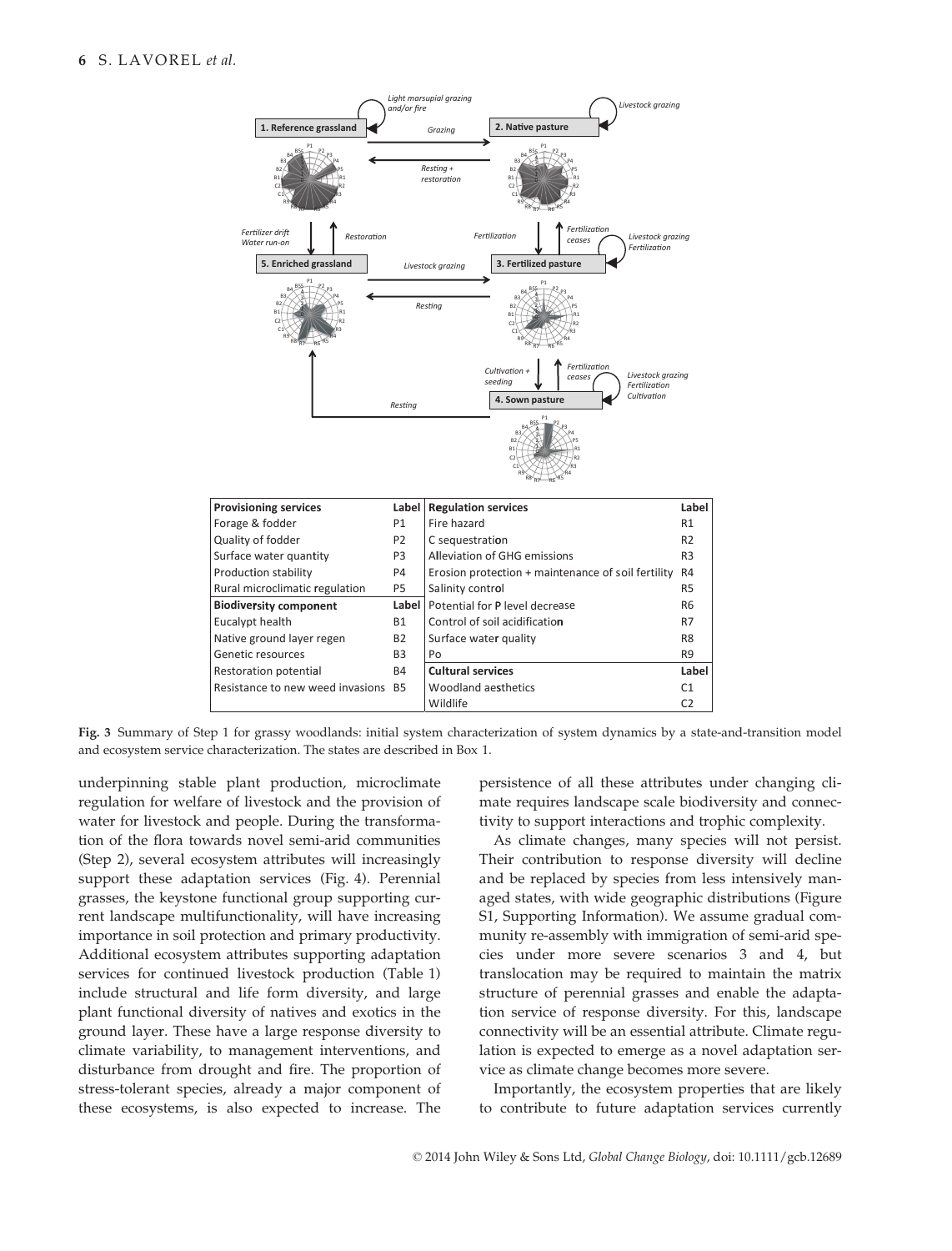| Provisioning services | Label | Regulation services | Label |
|---|---|---|---|
| Forage & fodder | P1 | Fire hazard | R1 |
| Quality of fodder | P2 | C sequestration | R2 |
| Surface water quantity | P3 | Alleviation of GHG emissions | R3 |
| Production stability | P4 | Erosion protection + maintenance of soil fertility | R4 |
| Rural microclimatic regulation | P5 | Salinity control | R5 |
| **Biodiversity component** | **Label** | Potential for P level decrease | R6 |
| Eucalypt health | B1 | Control of soil acidification | R7 |
| Native ground layer regen | B2 | Surface water quality | R8 |
| Genetic resources | B3 | Po | R9 |
| Restoration potential | B4 | **Cultural services** | **Label** |
| Resistance to new weed invasions | B5 | Woodland aesthetics | C1 |
| | | Wildlife | C2 |

**Fig. 3** Summary of Step 1 for grassy woodlands: initial system characterization of system dynamics by a state-and-transition model and ecosystem service characterization. The states are described in Box 1.

underpinning stable plant production, microclimate regulation for welfare of livestock and the provision of water for livestock and people. During the transformation of the flora towards novel semi-arid communities (Step 2), several ecosystem attributes will increasingly support these adaptation services (Fig. 4). Perennial grasses, the keystone functional group supporting current landscape multifunctionality, will have increasing importance in soil protection and primary productivity. Additional ecosystem attributes supporting adaptation services for continued livestock production (Table 1) include structural and life form diversity, and large plant functional diversity of natives and exotics in the ground layer. These have a large response diversity to climate variability, to management interventions, and disturbance from drought and fire. The proportion of stress-tolerant species, already a major component of these ecosystems, is also expected to increase. The persistence of all these attributes under changing climate requires landscape scale biodiversity and connectivity to support interactions and trophic complexity.

As climate changes, many species will not persist. Their contribution to response diversity will decline and be replaced by species from less intensively managed states, with wide geographic distributions (Figure S1, Supporting Information). We assume gradual community re-assembly with immigration of semi-arid species under more severe scenarios 3 and 4, but translocation may be required to maintain the matrix structure of perennial grasses and enable the adaptation service of response diversity. For this, landscape connectivity will be an essential attribute. Climate regulation is expected to emerge as a novel adaptation service as climate change becomes more severe.

Importantly, the ecosystem properties that are likely to contribute to future adaptation services currently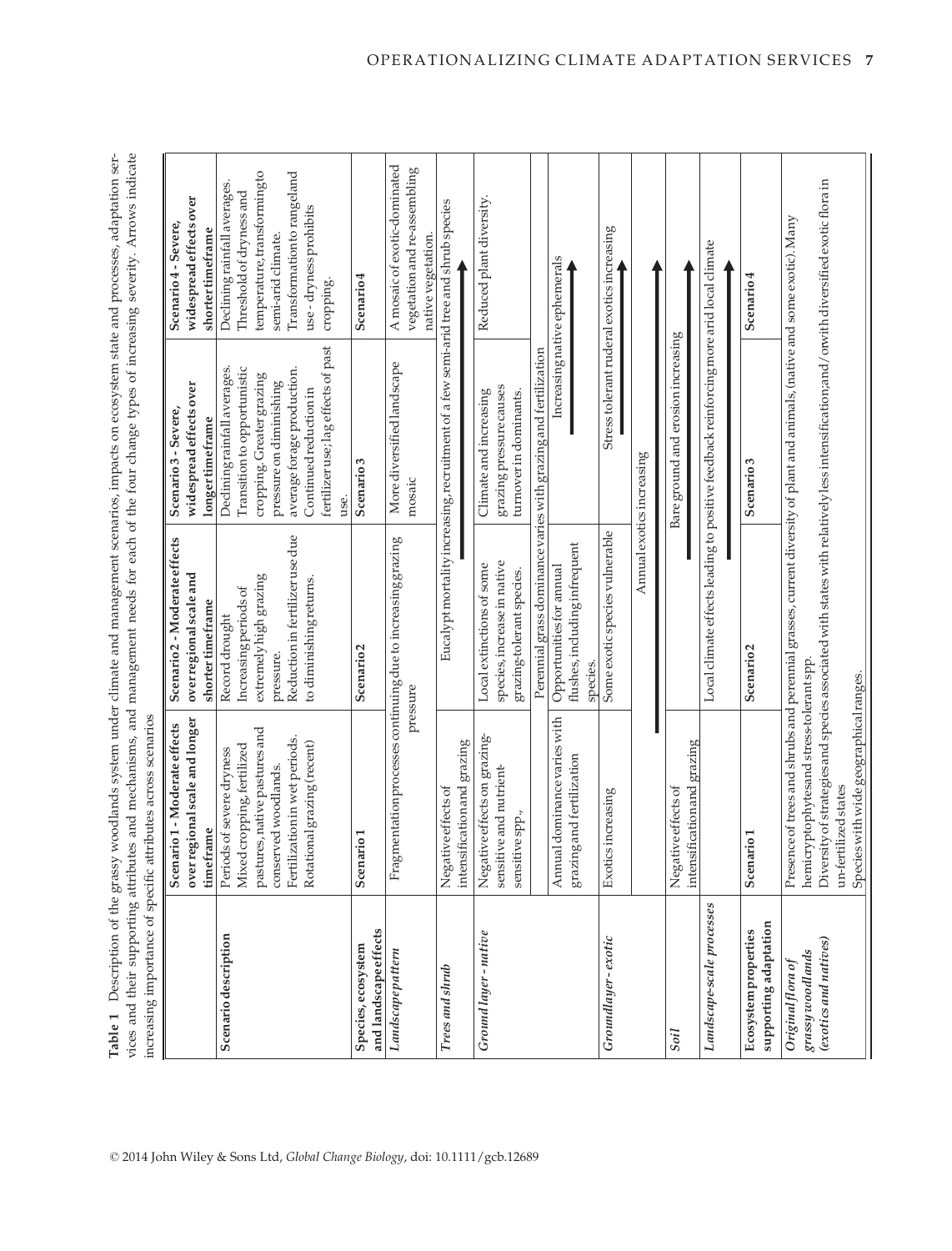**Table 1** Description of the grassy woodlands system under climate and management scenarios, impacts on ecosystem state and processes, adaptation services and their supporting attributes and mechanisms, and management needs for each of the four change types of increasing severity. Arrows indicate increasing importance of specific attributes across scenarios

| | Scenario 1 - Moderate effects over regional scale and longer timeframe | Scenario 2 - Moderate effects over regional scale and shorter timeframe | Scenario 3 - Severe, widespread effects over longer timeframe | Scenario 4 - Severe, widespread effects over shorter timeframe |
|---|---|---|---|---|
| **Scenario description** | Periods of severe dryness. Mixed cropping, fertilized pastures, native pastures and conserved woodlands. Fertilization in wet periods. Rotational grazing (recent) | Record drought. Increasing periods of extremely high grazing pressure. Reduction in fertilizer use due to diminishing returns. | Declining rainfall averages. Transition to opportunistic cropping. Greater grazing pressure on diminishing average forage production. Continued reduction in fertilizer use; lag effects of past use. | Declining rainfall averages. Threshold of dryness and temperature, transforming to semi-arid climate. Transformation to rangeland use - dryness prohibits cropping. |
| **Species, ecosystem and landscape effects** | Scenario 1 | Scenario 2 | Scenario 3 | Scenario 4 |
| *Landscape pattern* | Fragmentation processes continuing due to increasing grazing pressure | | More diversified landscape mosaic | A mosaic of exotic-dominated vegetation and re-assembling native vegetation. |
| *Trees and shrub* | Negative effects of intensification and grazing | Eucalypt mortality increasing, recruitment of a few semi-arid tree and shrub species | | |
| *Ground layer - native* | Negative effects on grazing-sensitive and nutrient-sensitive spp., | Local extinctions of some species, increase in native grazing-tolerant species. | Climate and increasing grazing pressure causes turnover in dominants. | Reduced plant diversity. |
| | | Perennial grass dominance varies with grazing and fertilization | | |
| | Annual dominance varies with grazing and fertilization | Opportunities for annual flushes, including infrequent species. | Increasing native ephemerals → | |
| *Groundlayer - exotic* | Exotics increasing | Some exotic species vulnerable | Stress tolerant ruderal exotics increasing → | |
| | | Annual exotics increasing → | | |
| *Soil* | Negative effects of intensification and grazing | Bare ground and erosion increasing → | | |
| *Landscape-scale processes* | | Local climate effects leading to positive feedback reinforcing more arid local climate → | | |
| **Ecosystem properties supporting adaptation** | Scenario 1 | Scenario 2 | Scenario 3 | Scenario 4 |
| *Original flora of grassy woodlands (exotics and natives)* | Presence of trees and shrubs and perennial grasses, current diversity of plant and animals, (native and some exotic). Many hemicryptophytes and stress-tolerant spp.<br>Diversity of strategies and species associated with states with relatively less intensification; and / or with diversified exotic flora in un-fertilized states<br>Species with wide geographical ranges. | | | |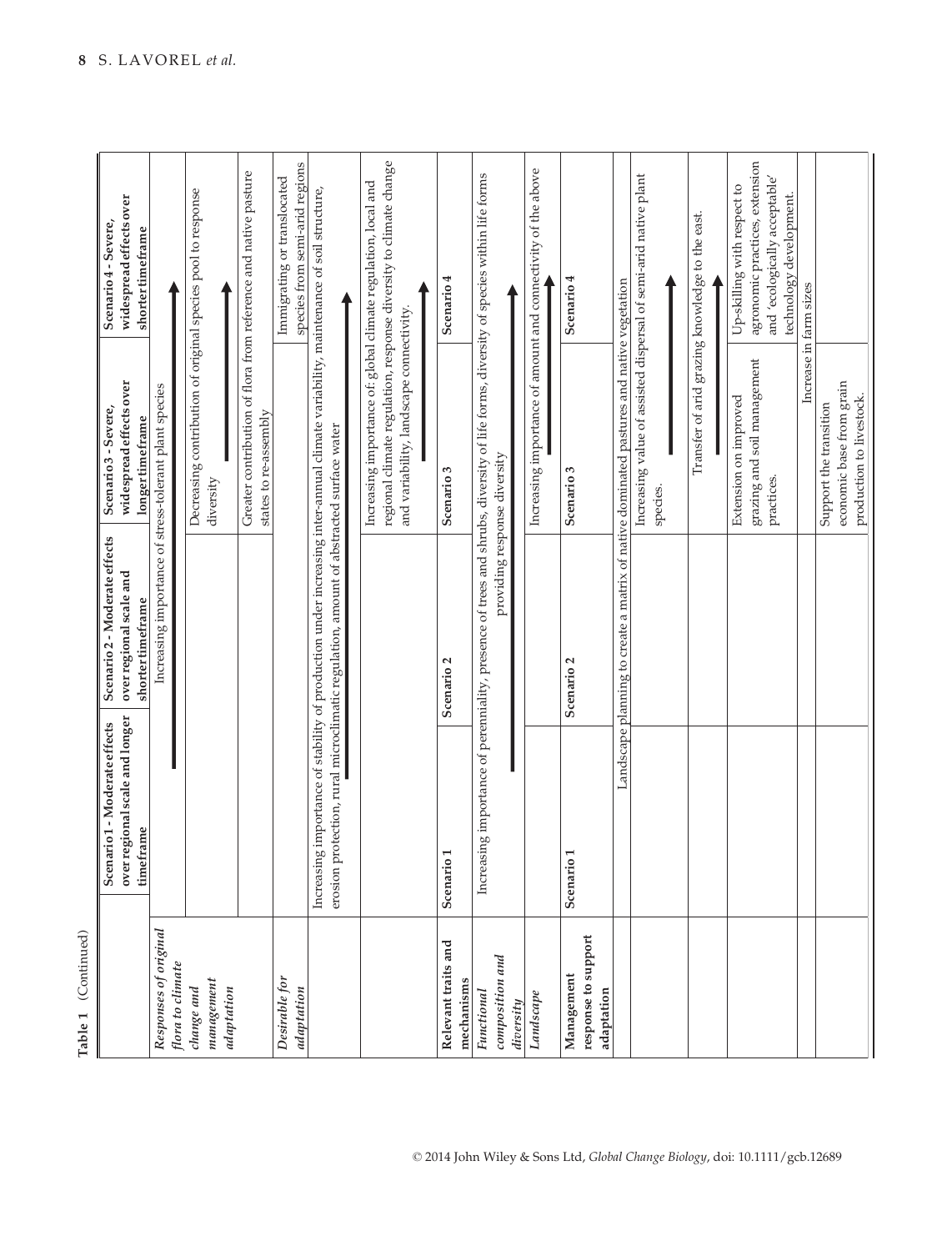**Table 1** (Continued)

| | Scenario 1 - Moderate effects over regional scale and longer timeframe | Scenario 2 - Moderate effects over regional scale and shorter timeframe | Scenario 3 - Severe, widespread effects over longer timeframe | Scenario 4 - Severe, widespread effects over shorter timeframe |
|---|---|---|---|---|
| ***Responses of original flora to climate change and management adaptation*** | Increasing importance of stress-tolerant plant species → | | | |
| | | | Decreasing contribution of original species pool to response diversity → | |
| | | | Greater contribution of flora from reference and native pasture states to re-assembly | |
| ***Desirable for adaptation*** | | | | Immigrating or translocated species from semi-arid regions |
| | Increasing importance of stability of production under increasing inter-annual climate variability, maintenance of soil structure, erosion protection, rural microclimatic regulation, amount of abstracted surface water → | | | |
| | | | Increasing importance of: global climate regulation, local and regional climate regulation, response diversity to climate change and variability, landscape connectivity. → | |
| **Relevant traits and mechanisms** | **Scenario 1** | **Scenario 2** | **Scenario 3** | **Scenario 4** |
| ***Functional composition and diversity*** | Increasing importance of perenniality, presence of trees and shrubs, diversity of life forms, diversity of species within life forms providing response diversity → | | | |
| ***Landscape*** | | | Increasing importance of amount and connectivity of the above → | |
| **Management response to support adaptation** | **Scenario 1** | **Scenario 2** | **Scenario 3** | **Scenario 4** |
| | Landscape planning to create a matrix of native dominated pastures and native vegetation | | | |
| | | | Increasing value of assisted dispersal of semi-arid native plant species. → | |
| | | | Transfer of arid grazing knowledge to the east. → | |
| | | | Extension on improved grazing and soil management practices. | Up-skilling with respect to agronomic practices, extension and 'ecologically acceptable' technology development. |
| | | | Increase in farm sizes | |
| | | | Support the transition economic base from grain production to livestock. | |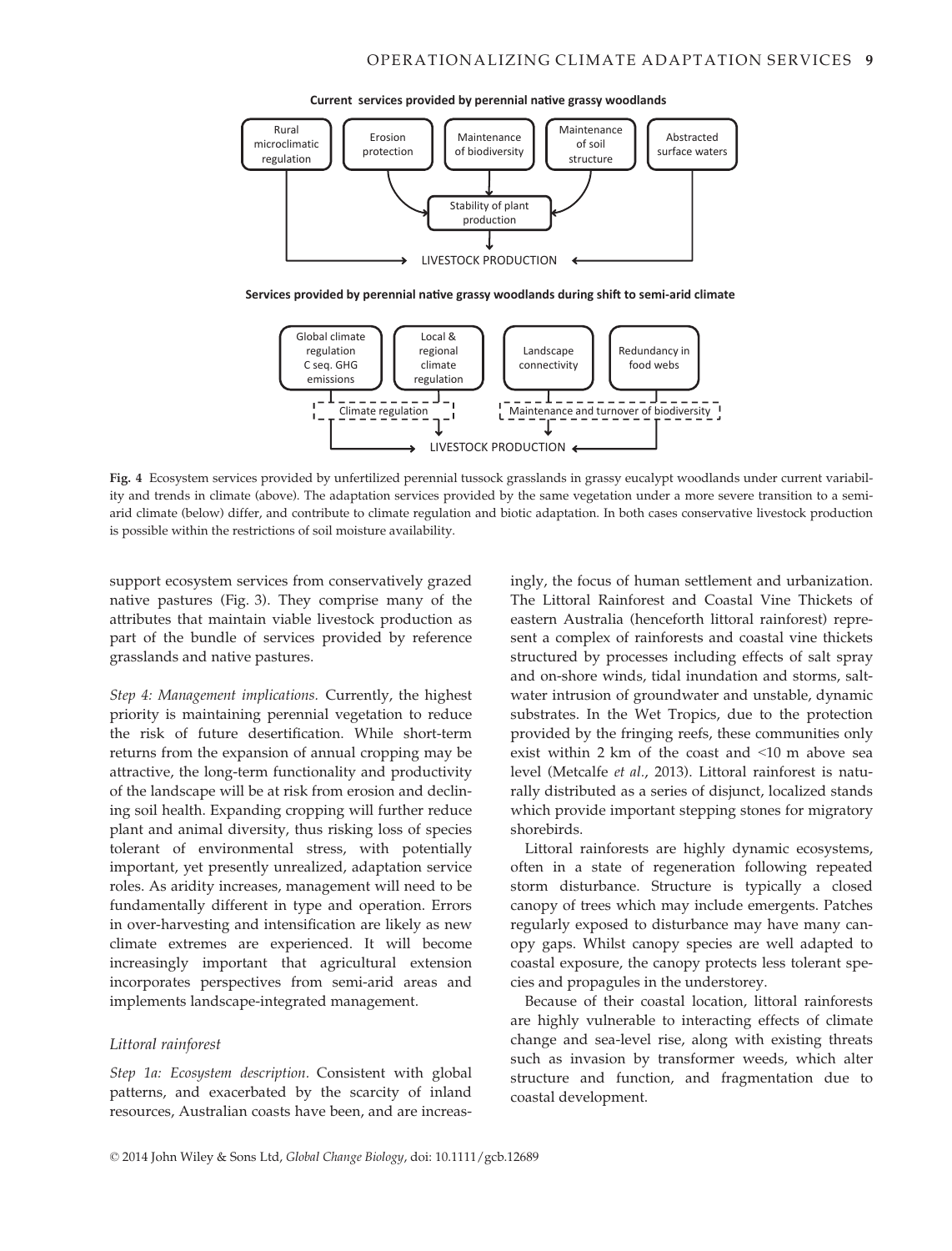**Current services provided by perennial native grassy woodlands**

Rural microclimatic regulation | Erosion protection | Maintenance of biodiversity | Maintenance of soil structure | Abstracted surface waters

Stability of plant production

LIVESTOCK PRODUCTION

**Services provided by perennial native grassy woodlands during shift to semi-arid climate**

Global climate regulation C seq. GHG emissions | Local & regional climate regulation | Landscape connectivity | Redundancy in food webs

Climate regulation | Maintenance and turnover of biodiversity

LIVESTOCK PRODUCTION

**Fig. 4** Ecosystem services provided by unfertilized perennial tussock grasslands in grassy eucalypt woodlands under current variability and trends in climate (above). The adaptation services provided by the same vegetation under a more severe transition to a semi-arid climate (below) differ, and contribute to climate regulation and biotic adaptation. In both cases conservative livestock production is possible within the restrictions of soil moisture availability.

support ecosystem services from conservatively grazed native pastures (Fig. 3). They comprise many of the attributes that maintain viable livestock production as part of the bundle of services provided by reference grasslands and native pastures.

*Step 4: Management implications.* Currently, the highest priority is maintaining perennial vegetation to reduce the risk of future desertification. While short-term returns from the expansion of annual cropping may be attractive, the long-term functionality and productivity of the landscape will be at risk from erosion and declining soil health. Expanding cropping will further reduce plant and animal diversity, thus risking loss of species tolerant of environmental stress, with potentially important, yet presently unrealized, adaptation service roles. As aridity increases, management will need to be fundamentally different in type and operation. Errors in over-harvesting and intensification are likely as new climate extremes are experienced. It will become increasingly important that agricultural extension incorporates perspectives from semi-arid areas and implements landscape-integrated management.

### *Littoral rainforest*

*Step 1a: Ecosystem description.* Consistent with global patterns, and exacerbated by the scarcity of inland resources, Australian coasts have been, and are increasingly, the focus of human settlement and urbanization. The Littoral Rainforest and Coastal Vine Thickets of eastern Australia (henceforth littoral rainforest) represent a complex of rainforests and coastal vine thickets structured by processes including effects of salt spray and on-shore winds, tidal inundation and storms, saltwater intrusion of groundwater and unstable, dynamic substrates. In the Wet Tropics, due to the protection provided by the fringing reefs, these communities only exist within 2 km of the coast and <10 m above sea level (Metcalfe *et al.*, 2013). Littoral rainforest is naturally distributed as a series of disjunct, localized stands which provide important stepping stones for migratory shorebirds.

Littoral rainforests are highly dynamic ecosystems, often in a state of regeneration following repeated storm disturbance. Structure is typically a closed canopy of trees which may include emergents. Patches regularly exposed to disturbance may have many canopy gaps. Whilst canopy species are well adapted to coastal exposure, the canopy protects less tolerant species and propagules in the understorey.

Because of their coastal location, littoral rainforests are highly vulnerable to interacting effects of climate change and sea-level rise, along with existing threats such as invasion by transformer weeds, which alter structure and function, and fragmentation due to coastal development.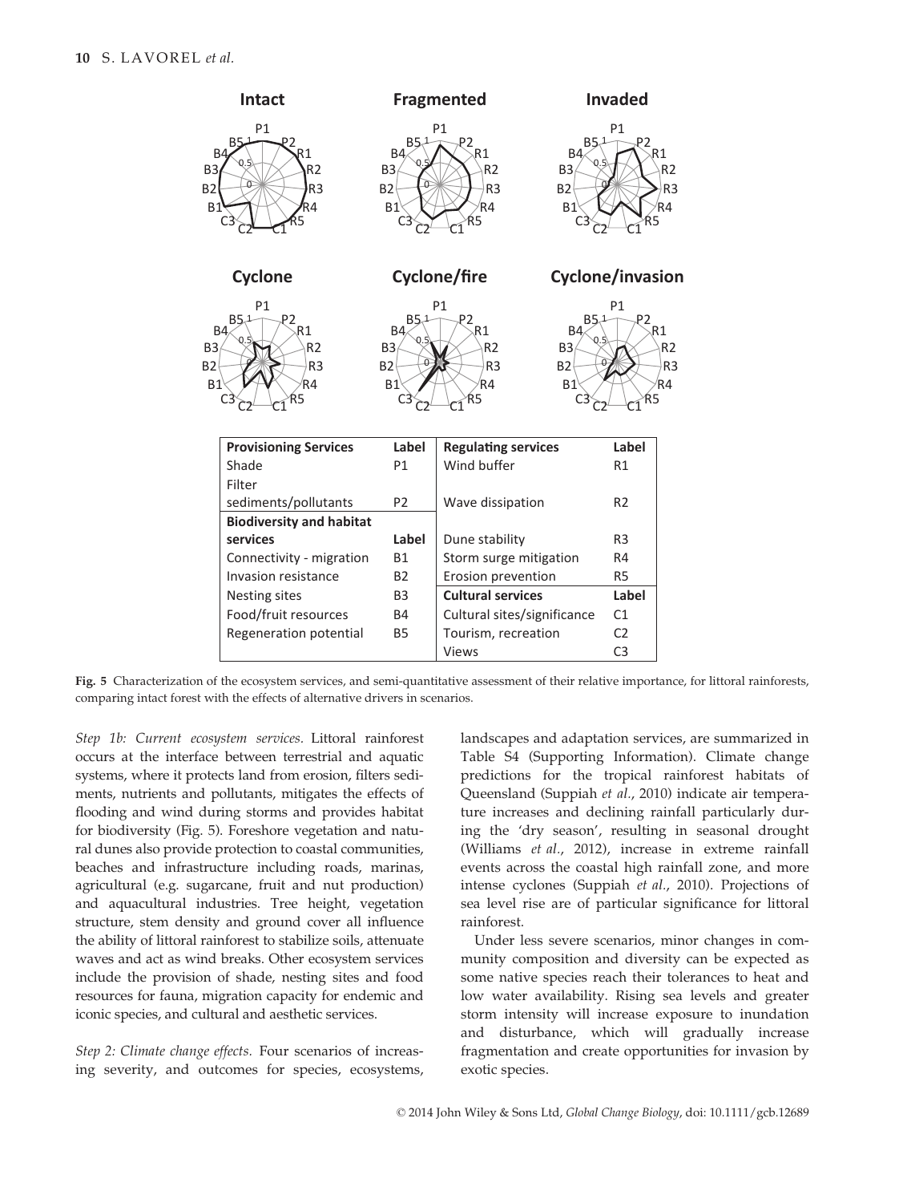| Provisioning Services | Label | Regulating services | Label |
|---|---|---|---|
| Shade | P1 | Wind buffer | R1 |
| Filter sediments/pollutants | P2 | Wave dissipation | R2 |
| **Biodiversity and habitat services** | **Label** | Dune stability | R3 |
| Connectivity - migration | B1 | Storm surge mitigation | R4 |
| Invasion resistance | B2 | Erosion prevention | R5 |
| Nesting sites | B3 | **Cultural services** | **Label** |
| Food/fruit resources | B4 | Cultural sites/significance | C1 |
| Regeneration potential | B5 | Tourism, recreation | C2 |
| | | Views | C3 |

**Fig. 5** Characterization of the ecosystem services, and semi-quantitative assessment of their relative importance, for littoral rainforests, comparing intact forest with the effects of alternative drivers in scenarios.

*Step 1b: Current ecosystem services.* Littoral rainforest occurs at the interface between terrestrial and aquatic systems, where it protects land from erosion, filters sediments, nutrients and pollutants, mitigates the effects of flooding and wind during storms and provides habitat for biodiversity (Fig. 5). Foreshore vegetation and natural dunes also provide protection to coastal communities, beaches and infrastructure including roads, marinas, agricultural (e.g. sugarcane, fruit and nut production) and aquacultural industries. Tree height, vegetation structure, stem density and ground cover all influence the ability of littoral rainforest to stabilize soils, attenuate waves and act as wind breaks. Other ecosystem services include the provision of shade, nesting sites and food resources for fauna, migration capacity for endemic and iconic species, and cultural and aesthetic services.

*Step 2: Climate change effects.* Four scenarios of increasing severity, and outcomes for species, ecosystems, landscapes and adaptation services, are summarized in Table S4 (Supporting Information). Climate change predictions for the tropical rainforest habitats of Queensland (Suppiah *et al.*, 2010) indicate air temperature increases and declining rainfall particularly during the 'dry season', resulting in seasonal drought (Williams *et al.*, 2012), increase in extreme rainfall events across the coastal high rainfall zone, and more intense cyclones (Suppiah *et al.*, 2010). Projections of sea level rise are of particular significance for littoral rainforest.

Under less severe scenarios, minor changes in community composition and diversity can be expected as some native species reach their tolerances to heat and low water availability. Rising sea levels and greater storm intensity will increase exposure to inundation and disturbance, which will gradually increase fragmentation and create opportunities for invasion by exotic species.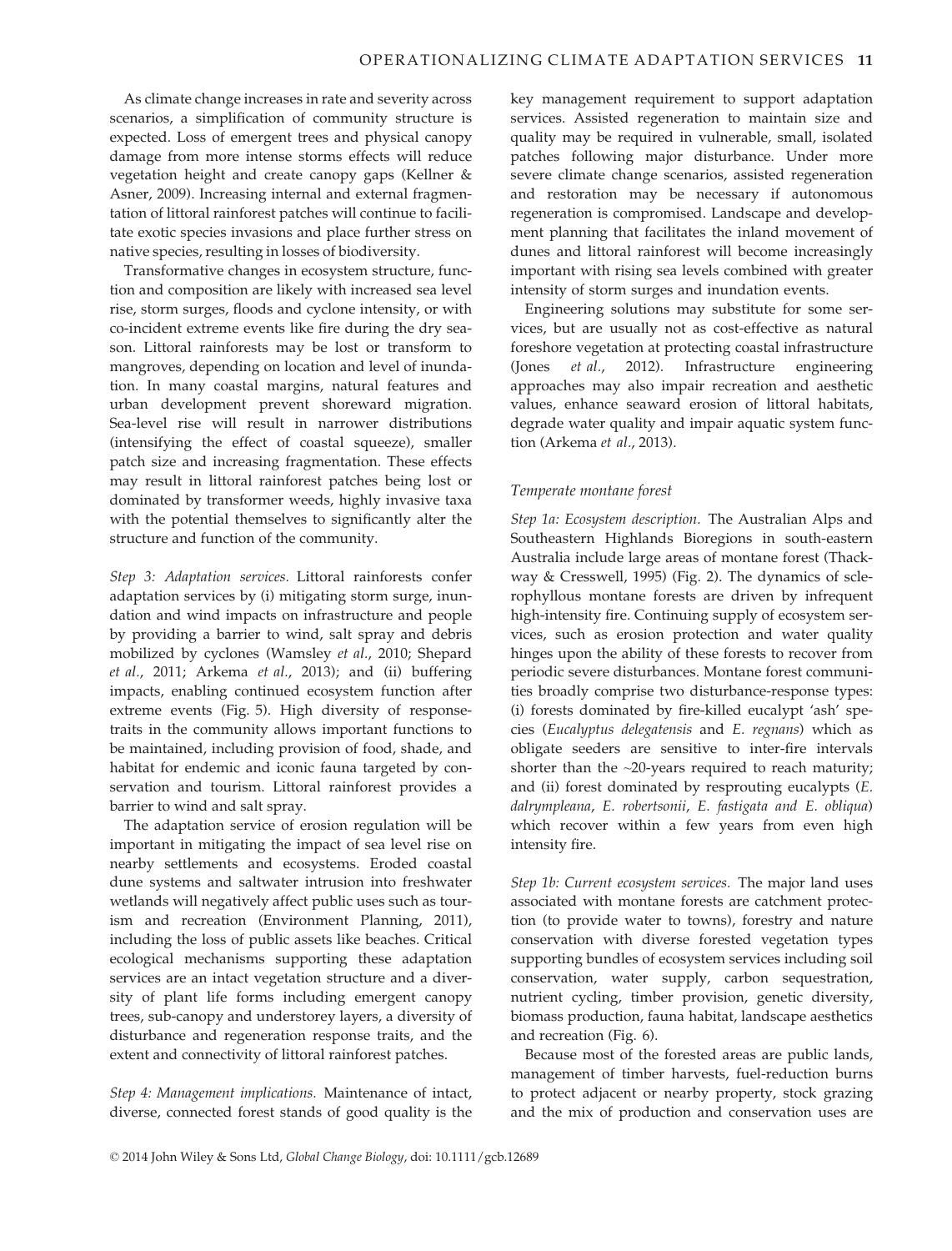As climate change increases in rate and severity across scenarios, a simplification of community structure is expected. Loss of emergent trees and physical canopy damage from more intense storms effects will reduce vegetation height and create canopy gaps (Kellner & Asner, 2009). Increasing internal and external fragmentation of littoral rainforest patches will continue to facilitate exotic species invasions and place further stress on native species, resulting in losses of biodiversity.

Transformative changes in ecosystem structure, function and composition are likely with increased sea level rise, storm surges, floods and cyclone intensity, or with co-incident extreme events like fire during the dry season. Littoral rainforests may be lost or transform to mangroves, depending on location and level of inundation. In many coastal margins, natural features and urban development prevent shoreward migration. Sea-level rise will result in narrower distributions (intensifying the effect of coastal squeeze), smaller patch size and increasing fragmentation. These effects may result in littoral rainforest patches being lost or dominated by transformer weeds, highly invasive taxa with the potential themselves to significantly alter the structure and function of the community.

*Step 3: Adaptation services.* Littoral rainforests confer adaptation services by (i) mitigating storm surge, inundation and wind impacts on infrastructure and people by providing a barrier to wind, salt spray and debris mobilized by cyclones (Wamsley *et al.*, 2010; Shepard *et al.*, 2011; Arkema *et al.*, 2013); and (ii) buffering impacts, enabling continued ecosystem function after extreme events (Fig. 5). High diversity of response-traits in the community allows important functions to be maintained, including provision of food, shade, and habitat for endemic and iconic fauna targeted by conservation and tourism. Littoral rainforest provides a barrier to wind and salt spray.

The adaptation service of erosion regulation will be important in mitigating the impact of sea level rise on nearby settlements and ecosystems. Eroded coastal dune systems and saltwater intrusion into freshwater wetlands will negatively affect public uses such as tourism and recreation (Environment Planning, 2011), including the loss of public assets like beaches. Critical ecological mechanisms supporting these adaptation services are an intact vegetation structure and a diversity of plant life forms including emergent canopy trees, sub-canopy and understorey layers, a diversity of disturbance and regeneration response traits, and the extent and connectivity of littoral rainforest patches.

*Step 4: Management implications.* Maintenance of intact, diverse, connected forest stands of good quality is the key management requirement to support adaptation services. Assisted regeneration to maintain size and quality may be required in vulnerable, small, isolated patches following major disturbance. Under more severe climate change scenarios, assisted regeneration and restoration may be necessary if autonomous regeneration is compromised. Landscape and development planning that facilitates the inland movement of dunes and littoral rainforest will become increasingly important with rising sea levels combined with greater intensity of storm surges and inundation events.

Engineering solutions may substitute for some services, but are usually not as cost-effective as natural foreshore vegetation at protecting coastal infrastructure (Jones *et al.*, 2012). Infrastructure engineering approaches may also impair recreation and aesthetic values, enhance seaward erosion of littoral habitats, degrade water quality and impair aquatic system function (Arkema *et al.*, 2013).

### *Temperate montane forest*

*Step 1a: Ecosystem description.* The Australian Alps and Southeastern Highlands Bioregions in south-eastern Australia include large areas of montane forest (Thackway & Cresswell, 1995) (Fig. 2). The dynamics of sclerophyllous montane forests are driven by infrequent high-intensity fire. Continuing supply of ecosystem services, such as erosion protection and water quality hinges upon the ability of these forests to recover from periodic severe disturbances. Montane forest communities broadly comprise two disturbance-response types: (i) forests dominated by fire-killed eucalypt 'ash' species (*Eucalyptus delegatensis* and *E. regnans*) which as obligate seeders are sensitive to inter-fire intervals shorter than the ~20-years required to reach maturity; and (ii) forest dominated by resprouting eucalypts (*E. dalrympleana*, *E. robertsonii*, *E. fastigata and E. obliqua*) which recover within a few years from even high intensity fire.

*Step 1b: Current ecosystem services.* The major land uses associated with montane forests are catchment protection (to provide water to towns), forestry and nature conservation with diverse forested vegetation types supporting bundles of ecosystem services including soil conservation, water supply, carbon sequestration, nutrient cycling, timber provision, genetic diversity, biomass production, fauna habitat, landscape aesthetics and recreation (Fig. 6).

Because most of the forested areas are public lands, management of timber harvests, fuel-reduction burns to protect adjacent or nearby property, stock grazing and the mix of production and conservation uses are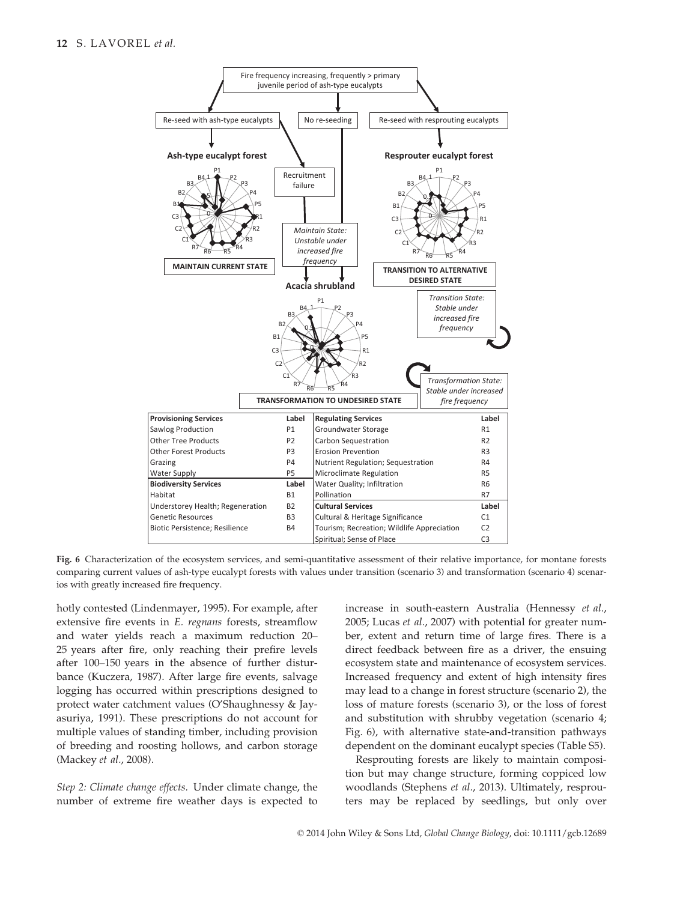| Provisioning Services | Label | Regulating Services | Label |
|---|---|---|---|
| Sawlog Production | P1 | Groundwater Storage | R1 |
| Other Tree Products | P2 | Carbon Sequestration | R2 |
| Other Forest Products | P3 | Erosion Prevention | R3 |
| Grazing | P4 | Nutrient Regulation; Sequestration | R4 |
| Water Supply | P5 | Microclimate Regulation | R5 |
| **Biodiversity Services** | **Label** | Water Quality; Infiltration | R6 |
| Habitat | B1 | Pollination | R7 |
| Understorey Health; Regeneration | B2 | **Cultural Services** | **Label** |
| Genetic Resources | B3 | Cultural & Heritage Significance | C1 |
| Biotic Persistence; Resilience | B4 | Tourism; Recreation; Wildlife Appreciation | C2 |
| | | Spiritual; Sense of Place | C3 |

**Fig. 6** Characterization of the ecosystem services, and semi-quantitative assessment of their relative importance, for montane forests comparing current values of ash-type eucalypt forests with values under transition (scenario 3) and transformation (scenario 4) scenarios with greatly increased fire frequency.

hotly contested (Lindenmayer, 1995). For example, after extensive fire events in *E. regnans* forests, streamflow and water yields reach a maximum reduction 20–25 years after fire, only reaching their prefire levels after 100–150 years in the absence of further disturbance (Kuczera, 1987). After large fire events, salvage logging has occurred within prescriptions designed to protect water catchment values (O'Shaughnessy & Jayasuriya, 1991). These prescriptions do not account for multiple values of standing timber, including provision of breeding and roosting hollows, and carbon storage (Mackey *et al.*, 2008).

*Step 2: Climate change effects.* Under climate change, the number of extreme fire weather days is expected to increase in south-eastern Australia (Hennessy *et al.*, 2005; Lucas *et al.*, 2007) with potential for greater number, extent and return time of large fires. There is a direct feedback between fire as a driver, the ensuing ecosystem state and maintenance of ecosystem services. Increased frequency and extent of high intensity fires may lead to a change in forest structure (scenario 2), the loss of mature forests (scenario 3), or the loss of forest and substitution with shrubby vegetation (scenario 4; Fig. 6), with alternative state-and-transition pathways dependent on the dominant eucalypt species (Table S5).

Resprouting forests are likely to maintain composition but may change structure, forming coppiced low woodlands (Stephens *et al.*, 2013). Ultimately, resprouters may be replaced by seedlings, but only over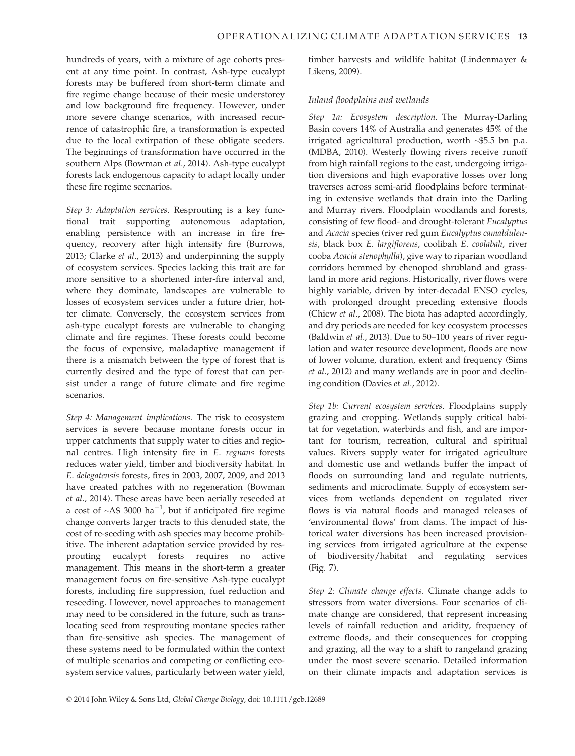hundreds of years, with a mixture of age cohorts present at any time point. In contrast, Ash-type eucalypt forests may be buffered from short-term climate and fire regime change because of their mesic understorey and low background fire frequency. However, under more severe change scenarios, with increased recurrence of catastrophic fire, a transformation is expected due to the local extirpation of these obligate seeders. The beginnings of transformation have occurred in the southern Alps (Bowman *et al*., 2014). Ash-type eucalypt forests lack endogenous capacity to adapt locally under these fire regime scenarios.

*Step 3: Adaptation services.* Resprouting is a key functional trait supporting autonomous adaptation, enabling persistence with an increase in fire frequency, recovery after high intensity fire (Burrows, 2013; Clarke *et al*., 2013) and underpinning the supply of ecosystem services. Species lacking this trait are far more sensitive to a shortened inter-fire interval and, where they dominate, landscapes are vulnerable to losses of ecosystem services under a future drier, hotter climate. Conversely, the ecosystem services from ash-type eucalypt forests are vulnerable to changing climate and fire regimes. These forests could become the focus of expensive, maladaptive management if there is a mismatch between the type of forest that is currently desired and the type of forest that can persist under a range of future climate and fire regime scenarios.

*Step 4: Management implications.* The risk to ecosystem services is severe because montane forests occur in upper catchments that supply water to cities and regional centres. High intensity fire in *E. regnans* forests reduces water yield, timber and biodiversity habitat. In *E. delegatensis* forests, fires in 2003, 2007, 2009, and 2013 have created patches with no regeneration (Bowman *et al.*, 2014). These areas have been aerially reseeded at a cost of ~A\$ 3000 ha$^{-1}$, but if anticipated fire regime change converts larger tracts to this denuded state, the cost of re-seeding with ash species may become prohibitive. The inherent adaptation service provided by resprouting eucalypt forests requires no active management. This means in the short-term a greater management focus on fire-sensitive Ash-type eucalypt forests, including fire suppression, fuel reduction and reseeding. However, novel approaches to management may need to be considered in the future, such as translocating seed from resprouting montane species rather than fire-sensitive ash species. The management of these systems need to be formulated within the context of multiple scenarios and competing or conflicting ecosystem service values, particularly between water yield, timber harvests and wildlife habitat (Lindenmayer & Likens, 2009).

### *Inland floodplains and wetlands*

*Step 1a: Ecosystem description.* The Murray-Darling Basin covers 14% of Australia and generates 45% of the irrigated agricultural production, worth ~\$5.5 bn p.a. (MDBA, 2010). Westerly flowing rivers receive runoff from high rainfall regions to the east, undergoing irrigation diversions and high evaporative losses over long traverses across semi-arid floodplains before terminating in extensive wetlands that drain into the Darling and Murray rivers. Floodplain woodlands and forests, consisting of few flood- and drought-tolerant *Eucalyptus* and *Acacia* species (river red gum *Eucalyptus camaldulensis*, black box *E. largiflorens*, coolibah *E. coolabah*, river cooba *Acacia stenophylla*), give way to riparian woodland corridors hemmed by chenopod shrubland and grassland in more arid regions. Historically, river flows were highly variable, driven by inter-decadal ENSO cycles, with prolonged drought preceding extensive floods (Chiew *et al*., 2008). The biota has adapted accordingly, and dry periods are needed for key ecosystem processes (Baldwin *et al*., 2013). Due to 50–100 years of river regulation and water resource development, floods are now of lower volume, duration, extent and frequency (Sims *et al*., 2012) and many wetlands are in poor and declining condition (Davies *et al*., 2012).

*Step 1b: Current ecosystem services.* Floodplains supply grazing and cropping. Wetlands supply critical habitat for vegetation, waterbirds and fish, and are important for tourism, recreation, cultural and spiritual values. Rivers supply water for irrigated agriculture and domestic use and wetlands buffer the impact of floods on surrounding land and regulate nutrients, sediments and microclimate. Supply of ecosystem services from wetlands dependent on regulated river flows is via natural floods and managed releases of 'environmental flows' from dams. The impact of historical water diversions has been increased provisioning services from irrigated agriculture at the expense of biodiversity/habitat and regulating services (Fig. 7).

*Step 2: Climate change effects.* Climate change adds to stressors from water diversions. Four scenarios of climate change are considered, that represent increasing levels of rainfall reduction and aridity, frequency of extreme floods, and their consequences for cropping and grazing, all the way to a shift to rangeland grazing under the most severe scenario. Detailed information on their climate impacts and adaptation services is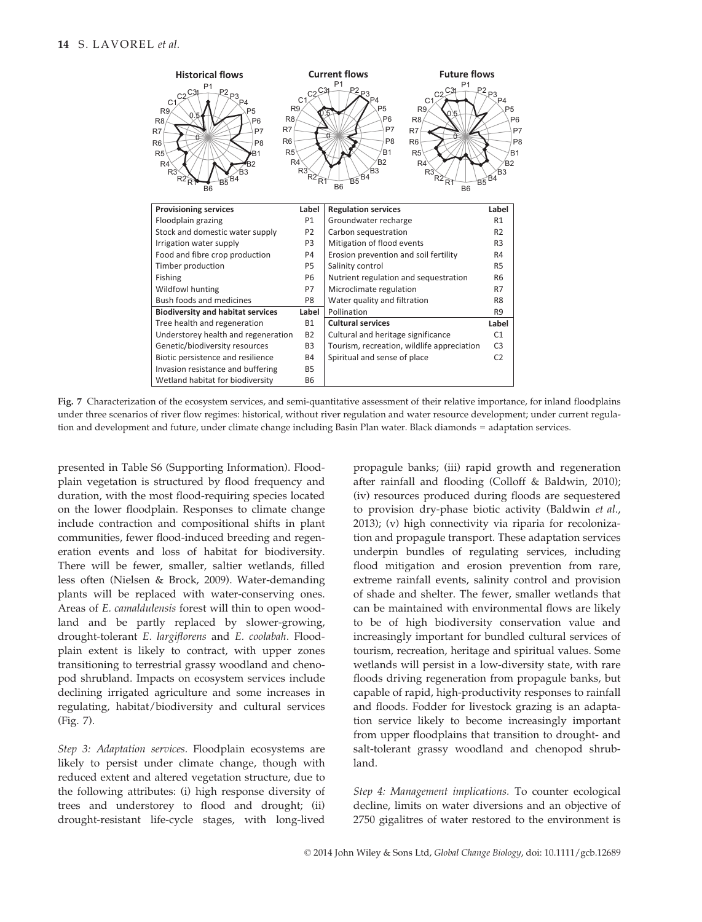**Historical flows**

**Current flows**

**Future flows**

P1 P2 P3 P4 P5 P6 P7 P8 B1 B2 B3 B4 B5 B6 R1 R2 R3 R4 R5 R6 R7 R8 R9 C1 C2 C3

0.5

0

| Provisioning services | Label | Regulation services | Label |
|---|---|---|---|
| Floodplain grazing | P1 | Groundwater recharge | R1 |
| Stock and domestic water supply | P2 | Carbon sequestration | R2 |
| Irrigation water supply | P3 | Mitigation of flood events | R3 |
| Food and fibre crop production | P4 | Erosion prevention and soil fertility | R4 |
| Timber production | P5 | Salinity control | R5 |
| Fishing | P6 | Nutrient regulation and sequestration | R6 |
| Wildfowl hunting | P7 | Microclimate regulation | R7 |
| Bush foods and medicines | P8 | Water quality and filtration | R8 |
| **Biodiversity and habitat services** | **Label** | Pollination | R9 |
| Tree health and regeneration | B1 | **Cultural services** | **Label** |
| Understorey health and regeneration | B2 | Cultural and heritage significance | C1 |
| Genetic/biodiversity resources | B3 | Tourism, recreation, wildlife appreciation | C3 |
| Biotic persistence and resilience | B4 | Spiritual and sense of place | C2 |
| Invasion resistance and buffering | B5 | | |
| Wetland habitat for biodiversity | B6 | | |

**Fig. 7** Characterization of the ecosystem services, and semi-quantitative assessment of their relative importance, for inland floodplains under three scenarios of river flow regimes: historical, without river regulation and water resource development; under current regulation and development and future, under climate change including Basin Plan water. Black diamonds = adaptation services.

presented in Table S6 (Supporting Information). Floodplain vegetation is structured by flood frequency and duration, with the most flood-requiring species located on the lower floodplain. Responses to climate change include contraction and compositional shifts in plant communities, fewer flood-induced breeding and regeneration events and loss of habitat for biodiversity. There will be fewer, smaller, saltier wetlands, filled less often (Nielsen & Brock, 2009). Water-demanding plants will be replaced with water-conserving ones. Areas of *E. camaldulensis* forest will thin to open woodland and be partly replaced by slower-growing, drought-tolerant *E. largiflorens* and *E. coolabah*. Floodplain extent is likely to contract, with upper zones transitioning to terrestrial grassy woodland and chenopod shrubland. Impacts on ecosystem services include declining irrigated agriculture and some increases in regulating, habitat/biodiversity and cultural services (Fig. 7).

*Step 3: Adaptation services.* Floodplain ecosystems are likely to persist under climate change, though with reduced extent and altered vegetation structure, due to the following attributes: (i) high response diversity of trees and understorey to flood and drought; (ii) drought-resistant life-cycle stages, with long-lived propagule banks; (iii) rapid growth and regeneration after rainfall and flooding (Colloff & Baldwin, 2010); (iv) resources produced during floods are sequestered to provision dry-phase biotic activity (Baldwin *et al.*, 2013); (v) high connectivity via riparia for recolonization and propagule transport. These adaptation services underpin bundles of regulating services, including flood mitigation and erosion prevention from rare, extreme rainfall events, salinity control and provision of shade and shelter. The fewer, smaller wetlands that can be maintained with environmental flows are likely to be of high biodiversity conservation value and increasingly important for bundled cultural services of tourism, recreation, heritage and spiritual values. Some wetlands will persist in a low-diversity state, with rare floods driving regeneration from propagule banks, but capable of rapid, high-productivity responses to rainfall and floods. Fodder for livestock grazing is an adaptation service likely to become increasingly important from upper floodplains that transition to drought- and salt-tolerant grassy woodland and chenopod shrubland.

*Step 4: Management implications.* To counter ecological decline, limits on water diversions and an objective of 2750 gigalitres of water restored to the environment is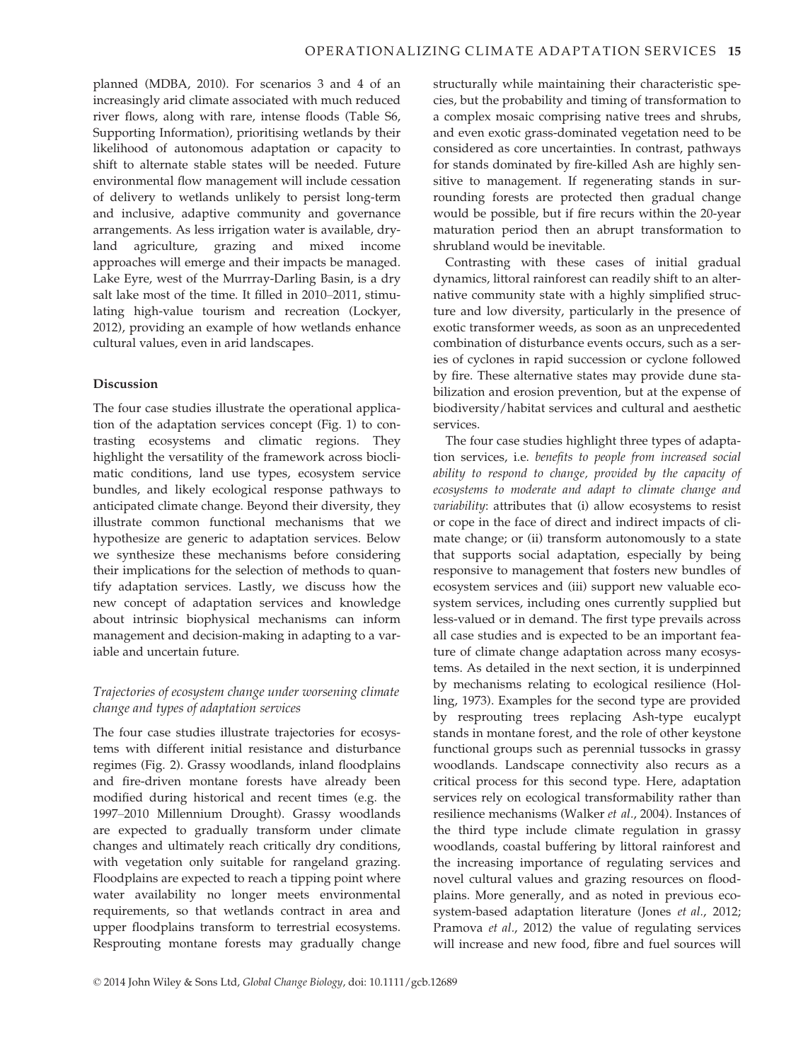planned (MDBA, 2010). For scenarios 3 and 4 of an increasingly arid climate associated with much reduced river flows, along with rare, intense floods (Table S6, Supporting Information), prioritising wetlands by their likelihood of autonomous adaptation or capacity to shift to alternate stable states will be needed. Future environmental flow management will include cessation of delivery to wetlands unlikely to persist long-term and inclusive, adaptive community and governance arrangements. As less irrigation water is available, dryland agriculture, grazing and mixed income approaches will emerge and their impacts be managed. Lake Eyre, west of the Murrray-Darling Basin, is a dry salt lake most of the time. It filled in 2010–2011, stimulating high-value tourism and recreation (Lockyer, 2012), providing an example of how wetlands enhance cultural values, even in arid landscapes.

## Discussion

The four case studies illustrate the operational application of the adaptation services concept (Fig. 1) to contrasting ecosystems and climatic regions. They highlight the versatility of the framework across bioclimatic conditions, land use types, ecosystem service bundles, and likely ecological response pathways to anticipated climate change. Beyond their diversity, they illustrate common functional mechanisms that we hypothesize are generic to adaptation services. Below we synthesize these mechanisms before considering their implications for the selection of methods to quantify adaptation services. Lastly, we discuss how the new concept of adaptation services and knowledge about intrinsic biophysical mechanisms can inform management and decision-making in adapting to a variable and uncertain future.

### *Trajectories of ecosystem change under worsening climate change and types of adaptation services*

The four case studies illustrate trajectories for ecosystems with different initial resistance and disturbance regimes (Fig. 2). Grassy woodlands, inland floodplains and fire-driven montane forests have already been modified during historical and recent times (e.g. the 1997–2010 Millennium Drought). Grassy woodlands are expected to gradually transform under climate changes and ultimately reach critically dry conditions, with vegetation only suitable for rangeland grazing. Floodplains are expected to reach a tipping point where water availability no longer meets environmental requirements, so that wetlands contract in area and upper floodplains transform to terrestrial ecosystems. Resprouting montane forests may gradually change structurally while maintaining their characteristic species, but the probability and timing of transformation to a complex mosaic comprising native trees and shrubs, and even exotic grass-dominated vegetation need to be considered as core uncertainties. In contrast, pathways for stands dominated by fire-killed Ash are highly sensitive to management. If regenerating stands in surrounding forests are protected then gradual change would be possible, but if fire recurs within the 20-year maturation period then an abrupt transformation to shrubland would be inevitable.

Contrasting with these cases of initial gradual dynamics, littoral rainforest can readily shift to an alternative community state with a highly simplified structure and low diversity, particularly in the presence of exotic transformer weeds, as soon as an unprecedented combination of disturbance events occurs, such as a series of cyclones in rapid succession or cyclone followed by fire. These alternative states may provide dune stabilization and erosion prevention, but at the expense of biodiversity/habitat services and cultural and aesthetic services.

The four case studies highlight three types of adaptation services, i.e. *benefits to people from increased social ability to respond to change, provided by the capacity of ecosystems to moderate and adapt to climate change and variability*: attributes that (i) allow ecosystems to resist or cope in the face of direct and indirect impacts of climate change; or (ii) transform autonomously to a state that supports social adaptation, especially by being responsive to management that fosters new bundles of ecosystem services and (iii) support new valuable ecosystem services, including ones currently supplied but less-valued or in demand. The first type prevails across all case studies and is expected to be an important feature of climate change adaptation across many ecosystems. As detailed in the next section, it is underpinned by mechanisms relating to ecological resilience (Holling, 1973). Examples for the second type are provided by resprouting trees replacing Ash-type eucalypt stands in montane forest, and the role of other keystone functional groups such as perennial tussocks in grassy woodlands. Landscape connectivity also recurs as a critical process for this second type. Here, adaptation services rely on ecological transformability rather than resilience mechanisms (Walker *et al.*, 2004). Instances of the third type include climate regulation in grassy woodlands, coastal buffering by littoral rainforest and the increasing importance of regulating services and novel cultural values and grazing resources on floodplains. More generally, and as noted in previous ecosystem-based adaptation literature (Jones *et al.*, 2012; Pramova *et al.*, 2012) the value of regulating services will increase and new food, fibre and fuel sources will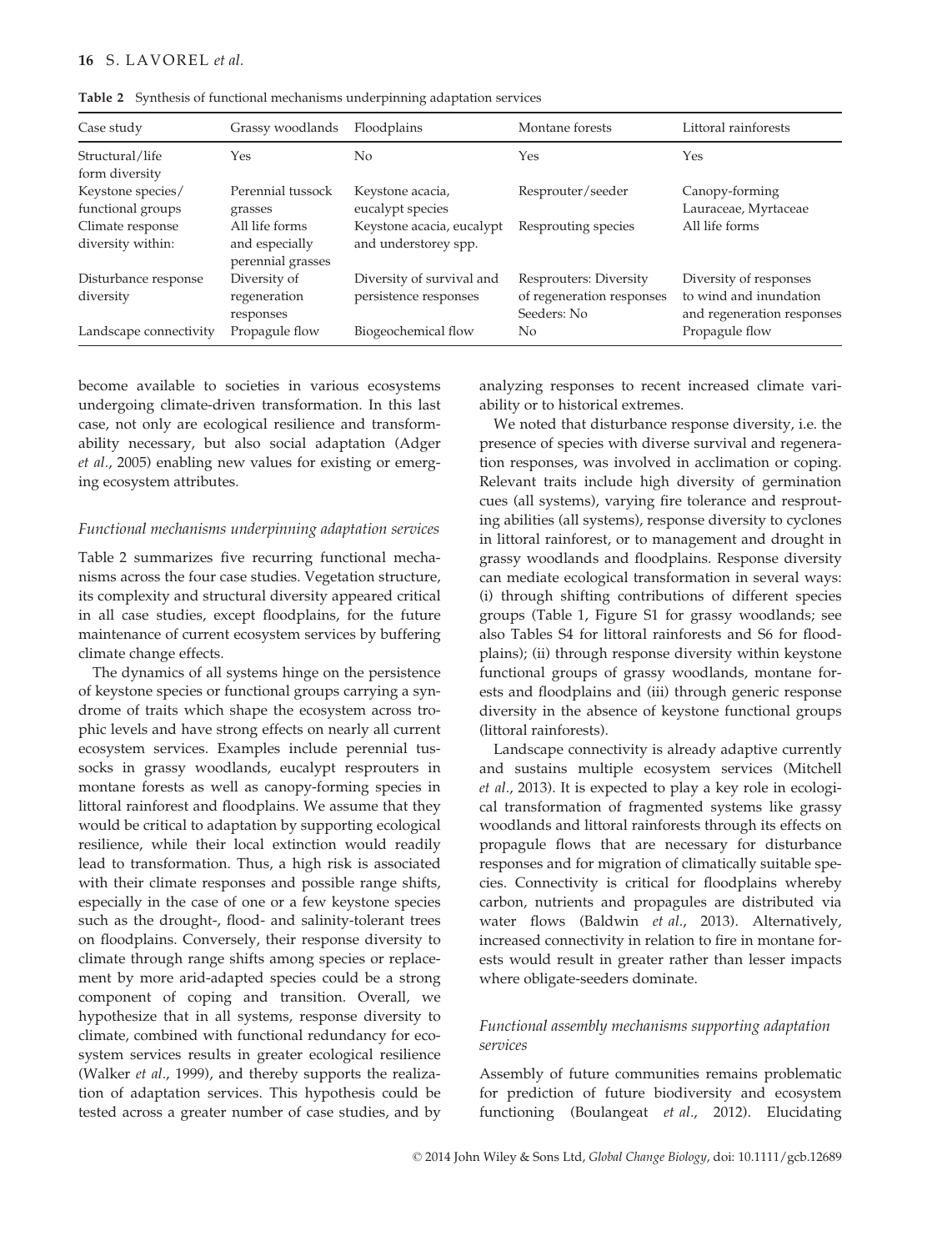**Table 2** Synthesis of functional mechanisms underpinning adaptation services

| Case study | Grassy woodlands | Floodplains | Montane forests | Littoral rainforests |
|---|---|---|---|---|
| Structural/life form diversity | Yes | No | Yes | Yes |
| Keystone species/ functional groups | Perennial tussock grasses | Keystone acacia, eucalypt species | Resprouter/seeder | Canopy-forming Lauraceae, Myrtaceae |
| Climate response diversity within: | All life forms and especially perennial grasses | Keystone acacia, eucalypt and understorey spp. | Resprouting species | All life forms |
| Disturbance response diversity | Diversity of regeneration responses | Diversity of survival and persistence responses | Resprouters: Diversity of regeneration responses Seeders: No | Diversity of responses to wind and inundation and regeneration responses |
| Landscape connectivity | Propagule flow | Biogeochemical flow | No | Propagule flow |

become available to societies in various ecosystems undergoing climate-driven transformation. In this last case, not only are ecological resilience and transformability necessary, but also social adaptation (Adger *et al*., 2005) enabling new values for existing or emerging ecosystem attributes.

### *Functional mechanisms underpinning adaptation services*

Table 2 summarizes five recurring functional mechanisms across the four case studies. Vegetation structure, its complexity and structural diversity appeared critical in all case studies, except floodplains, for the future maintenance of current ecosystem services by buffering climate change effects.

The dynamics of all systems hinge on the persistence of keystone species or functional groups carrying a syndrome of traits which shape the ecosystem across trophic levels and have strong effects on nearly all current ecosystem services. Examples include perennial tussocks in grassy woodlands, eucalypt resprouters in montane forests as well as canopy-forming species in littoral rainforest and floodplains. We assume that they would be critical to adaptation by supporting ecological resilience, while their local extinction would readily lead to transformation. Thus, a high risk is associated with their climate responses and possible range shifts, especially in the case of one or a few keystone species such as the drought-, flood- and salinity-tolerant trees on floodplains. Conversely, their response diversity to climate through range shifts among species or replacement by more arid-adapted species could be a strong component of coping and transition. Overall, we hypothesize that in all systems, response diversity to climate, combined with functional redundancy for ecosystem services results in greater ecological resilience (Walker *et al*., 1999), and thereby supports the realization of adaptation services. This hypothesis could be tested across a greater number of case studies, and by analyzing responses to recent increased climate variability or to historical extremes.

We noted that disturbance response diversity, i.e. the presence of species with diverse survival and regeneration responses, was involved in acclimation or coping. Relevant traits include high diversity of germination cues (all systems), varying fire tolerance and resprouting abilities (all systems), response diversity to cyclones in littoral rainforest, or to management and drought in grassy woodlands and floodplains. Response diversity can mediate ecological transformation in several ways: (i) through shifting contributions of different species groups (Table 1, Figure S1 for grassy woodlands; see also Tables S4 for littoral rainforests and S6 for floodplains); (ii) through response diversity within keystone functional groups of grassy woodlands, montane forests and floodplains and (iii) through generic response diversity in the absence of keystone functional groups (littoral rainforests).

Landscape connectivity is already adaptive currently and sustains multiple ecosystem services (Mitchell *et al*., 2013). It is expected to play a key role in ecological transformation of fragmented systems like grassy woodlands and littoral rainforests through its effects on propagule flows that are necessary for disturbance responses and for migration of climatically suitable species. Connectivity is critical for floodplains whereby carbon, nutrients and propagules are distributed via water flows (Baldwin *et al*., 2013). Alternatively, increased connectivity in relation to fire in montane forests would result in greater rather than lesser impacts where obligate-seeders dominate.

### *Functional assembly mechanisms supporting adaptation services*

Assembly of future communities remains problematic for prediction of future biodiversity and ecosystem functioning (Boulangeat *et al*., 2012). Elucidating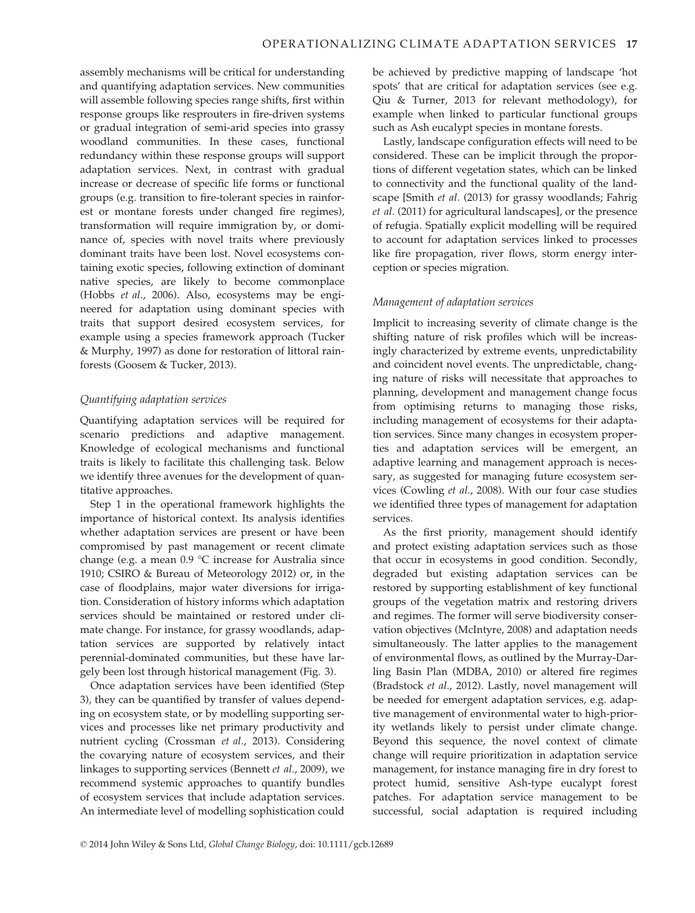assembly mechanisms will be critical for understanding and quantifying adaptation services. New communities will assemble following species range shifts, first within response groups like resprouters in fire-driven systems or gradual integration of semi-arid species into grassy woodland communities. In these cases, functional redundancy within these response groups will support adaptation services. Next, in contrast with gradual increase or decrease of specific life forms or functional groups (e.g. transition to fire-tolerant species in rainforest or montane forests under changed fire regimes), transformation will require immigration by, or dominance of, species with novel traits where previously dominant traits have been lost. Novel ecosystems containing exotic species, following extinction of dominant native species, are likely to become commonplace (Hobbs *et al.*, 2006). Also, ecosystems may be engineered for adaptation using dominant species with traits that support desired ecosystem services, for example using a species framework approach (Tucker & Murphy, 1997) as done for restoration of littoral rainforests (Goosem & Tucker, 2013).

### *Quantifying adaptation services*

Quantifying adaptation services will be required for scenario predictions and adaptive management. Knowledge of ecological mechanisms and functional traits is likely to facilitate this challenging task. Below we identify three avenues for the development of quantitative approaches.

Step 1 in the operational framework highlights the importance of historical context. Its analysis identifies whether adaptation services are present or have been compromised by past management or recent climate change (e.g. a mean 0.9 °C increase for Australia since 1910; CSIRO & Bureau of Meteorology 2012) or, in the case of floodplains, major water diversions for irrigation. Consideration of history informs which adaptation services should be maintained or restored under climate change. For instance, for grassy woodlands, adaptation services are supported by relatively intact perennial-dominated communities, but these have largely been lost through historical management (Fig. 3).

Once adaptation services have been identified (Step 3), they can be quantified by transfer of values depending on ecosystem state, or by modelling supporting services and processes like net primary productivity and nutrient cycling (Crossman *et al.*, 2013). Considering the covarying nature of ecosystem services, and their linkages to supporting services (Bennett *et al.*, 2009), we recommend systemic approaches to quantify bundles of ecosystem services that include adaptation services. An intermediate level of modelling sophistication could be achieved by predictive mapping of landscape 'hot spots' that are critical for adaptation services (see e.g. Qiu & Turner, 2013 for relevant methodology), for example when linked to particular functional groups such as Ash eucalypt species in montane forests.

Lastly, landscape configuration effects will need to be considered. These can be implicit through the proportions of different vegetation states, which can be linked to connectivity and the functional quality of the landscape [Smith *et al.* (2013) for grassy woodlands; Fahrig *et al.* (2011) for agricultural landscapes], or the presence of refugia. Spatially explicit modelling will be required to account for adaptation services linked to processes like fire propagation, river flows, storm energy interception or species migration.

### *Management of adaptation services*

Implicit to increasing severity of climate change is the shifting nature of risk profiles which will be increasingly characterized by extreme events, unpredictability and coincident novel events. The unpredictable, changing nature of risks will necessitate that approaches to planning, development and management change focus from optimising returns to managing those risks, including management of ecosystems for their adaptation services. Since many changes in ecosystem properties and adaptation services will be emergent, an adaptive learning and management approach is necessary, as suggested for managing future ecosystem services (Cowling *et al.*, 2008). With our four case studies we identified three types of management for adaptation services.

As the first priority, management should identify and protect existing adaptation services such as those that occur in ecosystems in good condition. Secondly, degraded but existing adaptation services can be restored by supporting establishment of key functional groups of the vegetation matrix and restoring drivers and regimes. The former will serve biodiversity conservation objectives (McIntyre, 2008) and adaptation needs simultaneously. The latter applies to the management of environmental flows, as outlined by the Murray-Darling Basin Plan (MDBA, 2010) or altered fire regimes (Bradstock *et al.*, 2012). Lastly, novel management will be needed for emergent adaptation services, e.g. adaptive management of environmental water to high-priority wetlands likely to persist under climate change. Beyond this sequence, the novel context of climate change will require prioritization in adaptation service management, for instance managing fire in dry forest to protect humid, sensitive Ash-type eucalypt forest patches. For adaptation service management to be successful, social adaptation is required including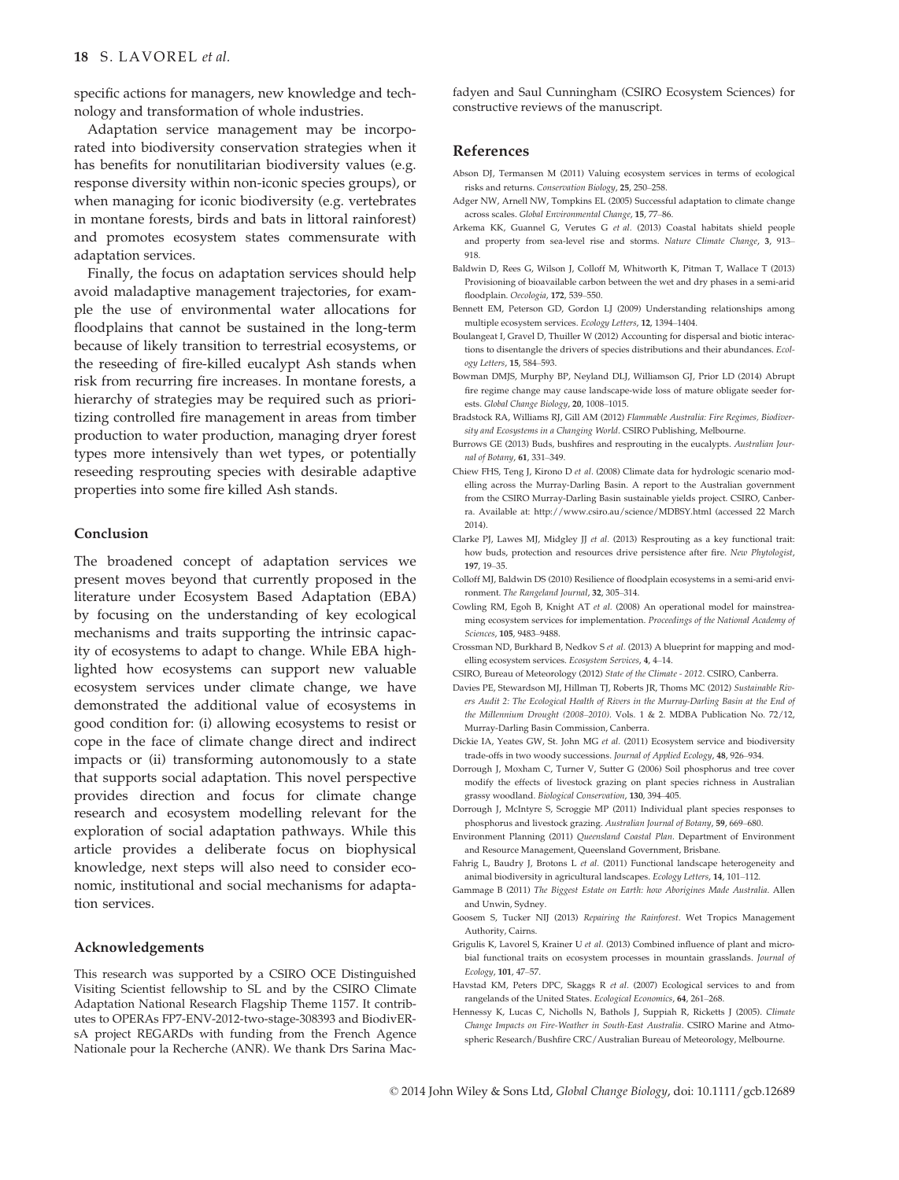specific actions for managers, new knowledge and technology and transformation of whole industries.

Adaptation service management may be incorporated into biodiversity conservation strategies when it has benefits for nonutilitarian biodiversity values (e.g. response diversity within non-iconic species groups), or when managing for iconic biodiversity (e.g. vertebrates in montane forests, birds and bats in littoral rainforest) and promotes ecosystem states commensurate with adaptation services.

Finally, the focus on adaptation services should help avoid maladaptive management trajectories, for example the use of environmental water allocations for floodplains that cannot be sustained in the long-term because of likely transition to terrestrial ecosystems, or the reseeding of fire-killed eucalypt Ash stands when risk from recurring fire increases. In montane forests, a hierarchy of strategies may be required such as prioritizing controlled fire management in areas from timber production to water production, managing dryer forest types more intensively than wet types, or potentially reseeding resprouting species with desirable adaptive properties into some fire killed Ash stands.

## Conclusion

The broadened concept of adaptation services we present moves beyond that currently proposed in the literature under Ecosystem Based Adaptation (EBA) by focusing on the understanding of key ecological mechanisms and traits supporting the intrinsic capacity of ecosystems to adapt to change. While EBA highlighted how ecosystems can support new valuable ecosystem services under climate change, we have demonstrated the additional value of ecosystems in good condition for: (i) allowing ecosystems to resist or cope in the face of climate change direct and indirect impacts or (ii) transforming autonomously to a state that supports social adaptation. This novel perspective provides direction and focus for climate change research and ecosystem modelling relevant for the exploration of social adaptation pathways. While this article provides a deliberate focus on biophysical knowledge, next steps will also need to consider economic, institutional and social mechanisms for adaptation services.

## Acknowledgements

This research was supported by a CSIRO OCE Distinguished Visiting Scientist fellowship to SL and by the CSIRO Climate Adaptation National Research Flagship Theme 1157. It contributes to OPERAs FP7-ENV-2012-two-stage-308393 and BiodivERsA project REGARDs with funding from the French Agence Nationale pour la Recherche (ANR). We thank Drs Sarina Macfadyen and Saul Cunningham (CSIRO Ecosystem Sciences) for constructive reviews of the manuscript.

## References

Abson DJ, Termansen M (2011) Valuing ecosystem services in terms of ecological risks and returns. *Conservation Biology*, **25**, 250–258.

Adger NW, Arnell NW, Tompkins EL (2005) Successful adaptation to climate change across scales. *Global Environmental Change*, **15**, 77–86.

Arkema KK, Guannel G, Verutes G *et al.* (2013) Coastal habitats shield people and property from sea-level rise and storms. *Nature Climate Change*, **3**, 913–918.

Baldwin D, Rees G, Wilson J, Colloff M, Whitworth K, Pitman T, Wallace T (2013) Provisioning of bioavailable carbon between the wet and dry phases in a semi-arid floodplain. *Oecologia*, **172**, 539–550.

Bennett EM, Peterson GD, Gordon LJ (2009) Understanding relationships among multiple ecosystem services. *Ecology Letters*, **12**, 1394–1404.

Boulangeat I, Gravel D, Thuiller W (2012) Accounting for dispersal and biotic interactions to disentangle the drivers of species distributions and their abundances. *Ecology Letters*, **15**, 584–593.

Bowman DMJS, Murphy BP, Neyland DLJ, Williamson GJ, Prior LD (2014) Abrupt fire regime change may cause landscape-wide loss of mature obligate seeder forests. *Global Change Biology*, **20**, 1008–1015.

Bradstock RA, Williams RJ, Gill AM (2012) *Flammable Australia: Fire Regimes, Biodiversity and Ecosystems in a Changing World*. CSIRO Publishing, Melbourne.

Burrows GE (2013) Buds, bushfires and resprouting in the eucalypts. *Australian Journal of Botany*, **61**, 331–349.

Chiew FHS, Teng J, Kirono D *et al.* (2008) Climate data for hydrologic scenario modelling across the Murray-Darling Basin. A report to the Australian government from the CSIRO Murray-Darling Basin sustainable yields project. CSIRO, Canberra. Available at: http://www.csiro.au/science/MDBSY.html (accessed 22 March 2014).

Clarke PJ, Lawes MJ, Midgley JJ *et al.* (2013) Resprouting as a key functional trait: how buds, protection and resources drive persistence after fire. *New Phytologist*, **197**, 19–35.

Colloff MJ, Baldwin DS (2010) Resilience of floodplain ecosystems in a semi-arid environment. *The Rangeland Journal*, **32**, 305–314.

Cowling RM, Egoh B, Knight AT *et al.* (2008) An operational model for mainstreaming ecosystem services for implementation. *Proceedings of the National Academy of Sciences*, **105**, 9483–9488.

Crossman ND, Burkhard B, Nedkov S *et al.* (2013) A blueprint for mapping and modelling ecosystem services. *Ecosystem Services*, **4**, 4–14.

CSIRO, Bureau of Meteorology (2012) *State of the Climate - 2012*. CSIRO, Canberra.

Davies PE, Stewardson MJ, Hillman TJ, Roberts JR, Thoms MC (2012) *Sustainable Rivers Audit 2: The Ecological Health of Rivers in the Murray-Darling Basin at the End of the Millennium Drought (2008–2010)*. Vols. 1 & 2. MDBA Publication No. 72/12, Murray-Darling Basin Commission, Canberra.

Dickie IA, Yeates GW, St. John MG *et al.* (2011) Ecosystem service and biodiversity trade-offs in two woody successions. *Journal of Applied Ecology*, **48**, 926–934.

Dorrough J, Moxham C, Turner V, Sutter G (2006) Soil phosphorus and tree cover modify the effects of livestock grazing on plant species richness in Australian grassy woodland. *Biological Conservation*, **130**, 394–405.

Dorrough J, McIntyre S, Scroggie MP (2011) Individual plant species responses to phosphorus and livestock grazing. *Australian Journal of Botany*, **59**, 669–680.

Environment Planning (2011) *Queensland Coastal Plan*. Department of Environment and Resource Management, Queensland Government, Brisbane.

Fahrig L, Baudry J, Brotons L *et al.* (2011) Functional landscape heterogeneity and animal biodiversity in agricultural landscapes. *Ecology Letters*, **14**, 101–112.

Gammage B (2011) *The Biggest Estate on Earth: how Aborigines Made Australia*. Allen and Unwin, Sydney.

Goosem S, Tucker NIJ (2013) *Repairing the Rainforest*. Wet Tropics Management Authority, Cairns.

Grigulis K, Lavorel S, Krainer U *et al.* (2013) Combined influence of plant and microbial functional traits on ecosystem processes in mountain grasslands. *Journal of Ecology*, **101**, 47–57.

Havstad KM, Peters DPC, Skaggs R *et al.* (2007) Ecological services to and from rangelands of the United States. *Ecological Economics*, **64**, 261–268.

Hennessy K, Lucas C, Nicholls N, Bathols J, Suppiah R, Ricketts J (2005). *Climate Change Impacts on Fire-Weather in South-East Australia*. CSIRO Marine and Atmospheric Research/Bushfire CRC/Australian Bureau of Meteorology, Melbourne.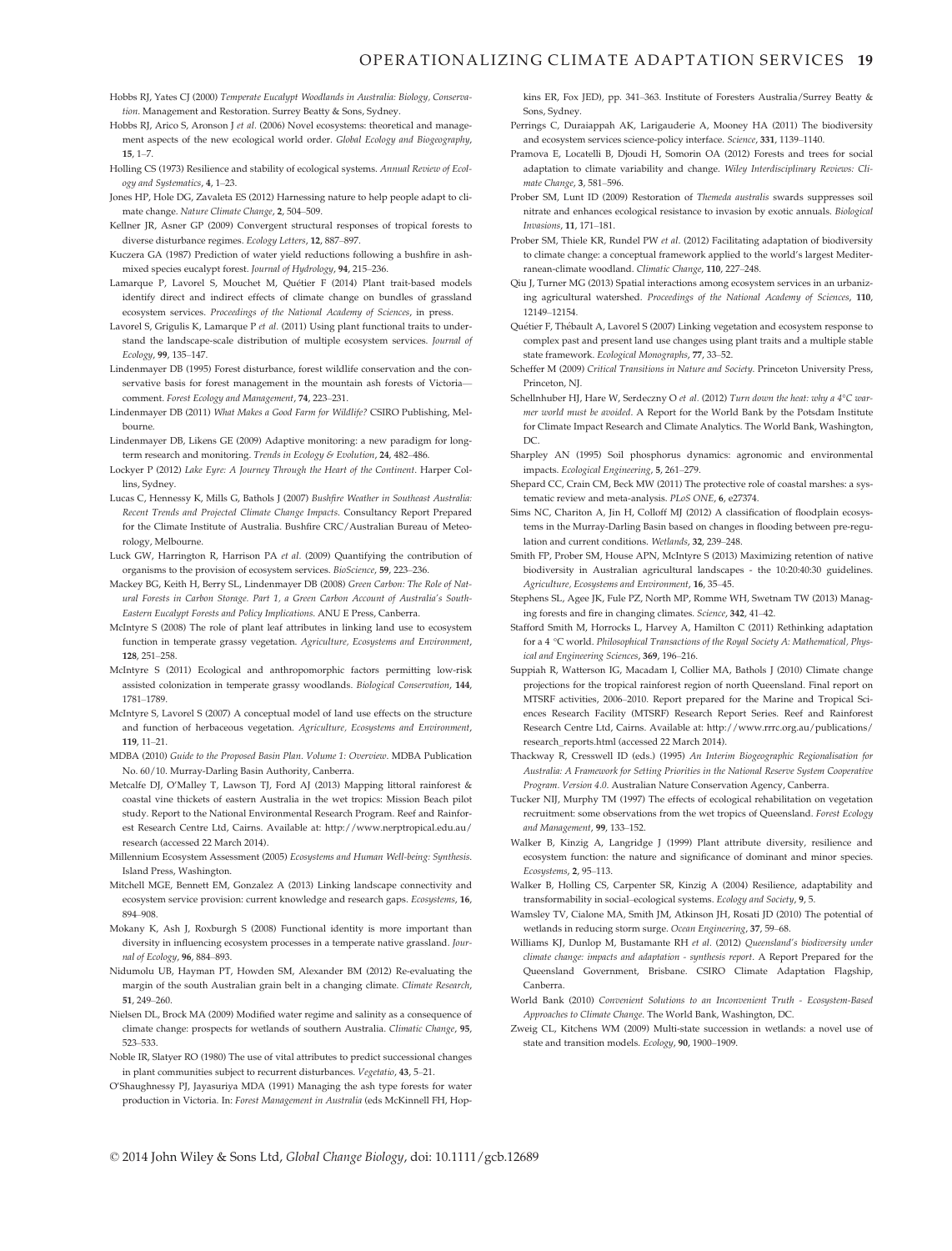Hobbs RJ, Yates CJ (2000) *Temperate Eucalypt Woodlands in Australia: Biology, Conservation*. Management and Restoration. Surrey Beatty & Sons, Sydney.

Hobbs RJ, Arico S, Aronson J *et al.* (2006) Novel ecosystems: theoretical and management aspects of the new ecological world order. *Global Ecology and Biogeography*, **15**, 1–7.

Holling CS (1973) Resilience and stability of ecological systems. *Annual Review of Ecology and Systematics*, **4**, 1–23.

Jones HP, Hole DG, Zavaleta ES (2012) Harnessing nature to help people adapt to climate change. *Nature Climate Change*, **2**, 504–509.

Kellner JR, Asner GP (2009) Convergent structural responses of tropical forests to diverse disturbance regimes. *Ecology Letters*, **12**, 887–897.

Kuczera GA (1987) Prediction of water yield reductions following a bushfire in ash-mixed species eucalypt forest. *Journal of Hydrology*, **94**, 215–236.

Lamarque P, Lavorel S, Mouchet M, Quétier F (2014) Plant trait-based models identify direct and indirect effects of climate change on bundles of grassland ecosystem services. *Proceedings of the National Academy of Sciences*, in press.

Lavorel S, Grigulis K, Lamarque P *et al.* (2011) Using plant functional traits to understand the landscape-scale distribution of multiple ecosystem services. *Journal of Ecology*, **99**, 135–147.

Lindenmayer DB (1995) Forest disturbance, forest wildlife conservation and the conservative basis for forest management in the mountain ash forests of Victoria—comment. *Forest Ecology and Management*, **74**, 223–231.

Lindenmayer DB (2011) *What Makes a Good Farm for Wildlife?* CSIRO Publishing, Melbourne.

Lindenmayer DB, Likens GE (2009) Adaptive monitoring: a new paradigm for long-term research and monitoring. *Trends in Ecology & Evolution*, **24**, 482–486.

Lockyer P (2012) *Lake Eyre: A Journey Through the Heart of the Continent*. Harper Collins, Sydney.

Lucas C, Hennessy K, Mills G, Bathols J (2007) *Bushfire Weather in Southeast Australia: Recent Trends and Projected Climate Change Impacts*. Consultancy Report Prepared for the Climate Institute of Australia. Bushfire CRC/Australian Bureau of Meteorology, Melbourne.

Luck GW, Harrington R, Harrison PA *et al.* (2009) Quantifying the contribution of organisms to the provision of ecosystem services. *BioScience*, **59**, 223–236.

Mackey BG, Keith H, Berry SL, Lindenmayer DB (2008) *Green Carbon: The Role of Natural Forests in Carbon Storage. Part 1, a Green Carbon Account of Australia's South-Eastern Eucalypt Forests and Policy Implications*. ANU E Press, Canberra.

McIntyre S (2008) The role of plant leaf attributes in linking land use to ecosystem function in temperate grassy vegetation. *Agriculture, Ecosystems and Environment*, **128**, 251–258.

McIntyre S (2011) Ecological and anthropomorphic factors permitting low-risk assisted colonization in temperate grassy woodlands. *Biological Conservation*, **144**, 1781–1789.

McIntyre S, Lavorel S (2007) A conceptual model of land use effects on the structure and function of herbaceous vegetation. *Agriculture, Ecosystems and Environment*, **119**, 11–21.

MDBA (2010) *Guide to the Proposed Basin Plan. Volume 1: Overview*. MDBA Publication No. 60/10. Murray-Darling Basin Authority, Canberra.

Metcalfe DJ, O'Malley T, Lawson TJ, Ford AJ (2013) Mapping littoral rainforest & coastal vine thickets of eastern Australia in the wet tropics: Mission Beach pilot study. Report to the National Environmental Research Program. Reef and Rainforest Research Centre Ltd, Cairns. Available at: http://www.nerptropical.edu.au/research (accessed 22 March 2014).

Millennium Ecosystem Assessment (2005) *Ecosystems and Human Well-being: Synthesis*. Island Press, Washington.

Mitchell MGE, Bennett EM, Gonzalez A (2013) Linking landscape connectivity and ecosystem service provision: current knowledge and research gaps. *Ecosystems*, **16**, 894–908.

Mokany K, Ash J, Roxburgh S (2008) Functional identity is more important than diversity in influencing ecosystem processes in a temperate native grassland. *Journal of Ecology*, **96**, 884–893.

Nidumolu UB, Hayman PT, Howden SM, Alexander BM (2012) Re-evaluating the margin of the south Australian grain belt in a changing climate. *Climate Research*, **51**, 249–260.

Nielsen DL, Brock MA (2009) Modified water regime and salinity as a consequence of climate change: prospects for wetlands of southern Australia. *Climatic Change*, **95**, 523–533.

Noble IR, Slatyer RO (1980) The use of vital attributes to predict successional changes in plant communities subject to recurrent disturbances. *Vegetatio*, **43**, 5–21.

O'Shaughnessy PJ, Jayasuriya MDA (1991) Managing the ash type forests for water production in Victoria. In: *Forest Management in Australia* (eds McKinnell FH, Hopkins ER, Fox JED), pp. 341–363. Institute of Foresters Australia/Surrey Beatty & Sons, Sydney.

Perrings C, Duraiappah AK, Larigauderie A, Mooney HA (2011) The biodiversity and ecosystem services science-policy interface. *Science*, **331**, 1139–1140.

Pramova E, Locatelli B, Djoudi H, Somorin OA (2012) Forests and trees for social adaptation to climate variability and change. *Wiley Interdisciplinary Reviews: Climate Change*, **3**, 581–596.

Prober SM, Lunt ID (2009) Restoration of *Themeda australis* swards suppresses soil nitrate and enhances ecological resistance to invasion by exotic annuals. *Biological Invasions*, **11**, 171–181.

Prober SM, Thiele KR, Rundel PW *et al.* (2012) Facilitating adaptation of biodiversity to climate change: a conceptual framework applied to the world's largest Mediterranean-climate woodland. *Climatic Change*, **110**, 227–248.

Qiu J, Turner MG (2013) Spatial interactions among ecosystem services in an urbanizing agricultural watershed. *Proceedings of the National Academy of Sciences*, **110**, 12149–12154.

Quétier F, Thébault A, Lavorel S (2007) Linking vegetation and ecosystem response to complex past and present land use changes using plant traits and a multiple stable state framework. *Ecological Monographs*, **77**, 33–52.

Scheffer M (2009) *Critical Transitions in Nature and Society*. Princeton University Press, Princeton, NJ.

Schellnhuber HJ, Hare W, Serdeczny O *et al.* (2012) *Turn down the heat: why a 4°C warmer world must be avoided*. A Report for the World Bank by the Potsdam Institute for Climate Impact Research and Climate Analytics. The World Bank, Washington, DC.

Sharpley AN (1995) Soil phosphorus dynamics: agronomic and environmental impacts. *Ecological Engineering*, **5**, 261–279.

Shepard CC, Crain CM, Beck MW (2011) The protective role of coastal marshes: a systematic review and meta-analysis. *PLoS ONE*, **6**, e27374.

Sims NC, Chariton A, Jin H, Colloff MJ (2012) A classification of floodplain ecosystems in the Murray-Darling Basin based on changes in flooding between pre-regulation and current conditions. *Wetlands*, **32**, 239–248.

Smith FP, Prober SM, House APN, McIntyre S (2013) Maximizing retention of native biodiversity in Australian agricultural landscapes - the 10:20:40:30 guidelines. *Agriculture, Ecosystems and Environment*, **16**, 35–45.

Stephens SL, Agee JK, Fule PZ, North MP, Romme WH, Swetnam TW (2013) Managing forests and fire in changing climates. *Science*, **342**, 41–42.

Stafford Smith M, Horrocks L, Harvey A, Hamilton C (2011) Rethinking adaptation for a 4 °C world. *Philosophical Transactions of the Royal Society A: Mathematical, Physical and Engineering Sciences*, **369**, 196–216.

Suppiah R, Watterson IG, Macadam I, Collier MA, Bathols J (2010) Climate change projections for the tropical rainforest region of north Queensland. Final report on MTSRF activities, 2006–2010. Report prepared for the Marine and Tropical Sciences Research Facility (MTSRF) Research Report Series. Reef and Rainforest Research Centre Ltd, Cairns. Available at: http://www.rrrc.org.au/publications/research_reports.html (accessed 22 March 2014).

Thackway R, Cresswell ID (eds.) (1995) *An Interim Biogeographic Regionalisation for Australia: A Framework for Setting Priorities in the National Reserve System Cooperative Program. Version 4.0*. Australian Nature Conservation Agency, Canberra.

Tucker NIJ, Murphy TM (1997) The effects of ecological rehabilitation on vegetation recruitment: some observations from the wet tropics of Queensland. *Forest Ecology and Management*, **99**, 133–152.

Walker B, Kinzig A, Langridge J (1999) Plant attribute diversity, resilience and ecosystem function: the nature and significance of dominant and minor species. *Ecosystems*, **2**, 95–113.

Walker B, Holling CS, Carpenter SR, Kinzig A (2004) Resilience, adaptability and transformability in social–ecological systems. *Ecology and Society*, **9**, 5.

Wamsley TV, Cialone MA, Smith JM, Atkinson JH, Rosati JD (2010) The potential of wetlands in reducing storm surge. *Ocean Engineering*, **37**, 59–68.

Williams KJ, Dunlop M, Bustamante RH *et al.* (2012) *Queensland's biodiversity under climate change: impacts and adaptation - synthesis report*. A Report Prepared for the Queensland Government, Brisbane. CSIRO Climate Adaptation Flagship, Canberra.

World Bank (2010) *Convenient Solutions to an Inconvenient Truth - Ecosystem-Based Approaches to Climate Change*. The World Bank, Washington, DC.

Zweig CL, Kitchens WM (2009) Multi-state succession in wetlands: a novel use of state and transition models. *Ecology*, **90**, 1900–1909.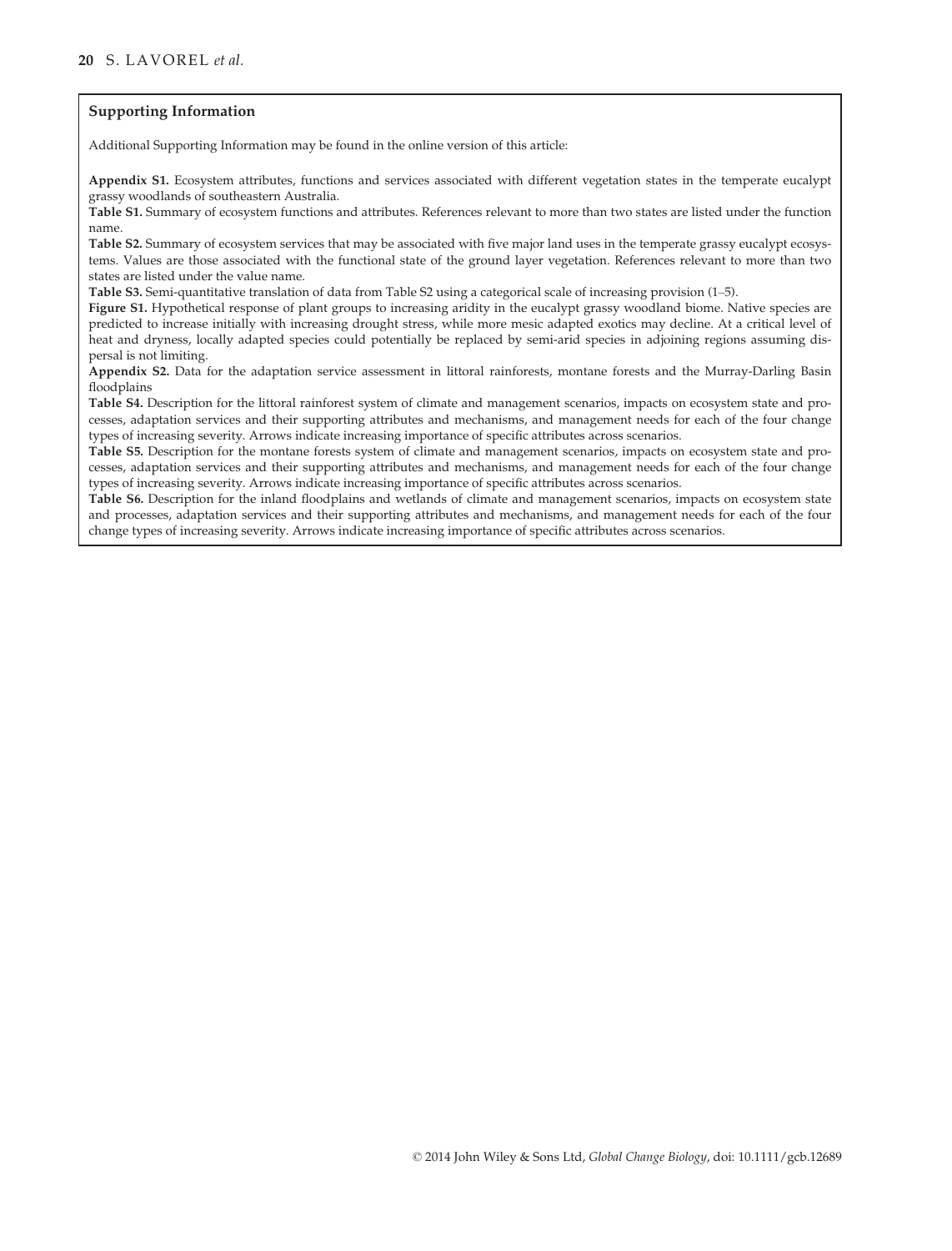## Supporting Information

Additional Supporting Information may be found in the online version of this article:

**Appendix S1.** Ecosystem attributes, functions and services associated with different vegetation states in the temperate eucalypt grassy woodlands of southeastern Australia.

**Table S1.** Summary of ecosystem functions and attributes. References relevant to more than two states are listed under the function name.

**Table S2.** Summary of ecosystem services that may be associated with five major land uses in the temperate grassy eucalypt ecosystems. Values are those associated with the functional state of the ground layer vegetation. References relevant to more than two states are listed under the value name.

**Table S3.** Semi-quantitative translation of data from Table S2 using a categorical scale of increasing provision (1–5).

**Figure S1.** Hypothetical response of plant groups to increasing aridity in the eucalypt grassy woodland biome. Native species are predicted to increase initially with increasing drought stress, while more mesic adapted exotics may decline. At a critical level of heat and dryness, locally adapted species could potentially be replaced by semi-arid species in adjoining regions assuming dispersal is not limiting.

**Appendix S2.** Data for the adaptation service assessment in littoral rainforests, montane forests and the Murray-Darling Basin floodplains

**Table S4.** Description for the littoral rainforest system of climate and management scenarios, impacts on ecosystem state and processes, adaptation services and their supporting attributes and mechanisms, and management needs for each of the four change types of increasing severity. Arrows indicate increasing importance of specific attributes across scenarios.

**Table S5.** Description for the montane forests system of climate and management scenarios, impacts on ecosystem state and processes, adaptation services and their supporting attributes and mechanisms, and management needs for each of the four change types of increasing severity. Arrows indicate increasing importance of specific attributes across scenarios.

**Table S6.** Description for the inland floodplains and wetlands of climate and management scenarios, impacts on ecosystem state and processes, adaptation services and their supporting attributes and mechanisms, and management needs for each of the four change types of increasing severity. Arrows indicate increasing importance of specific attributes across scenarios.